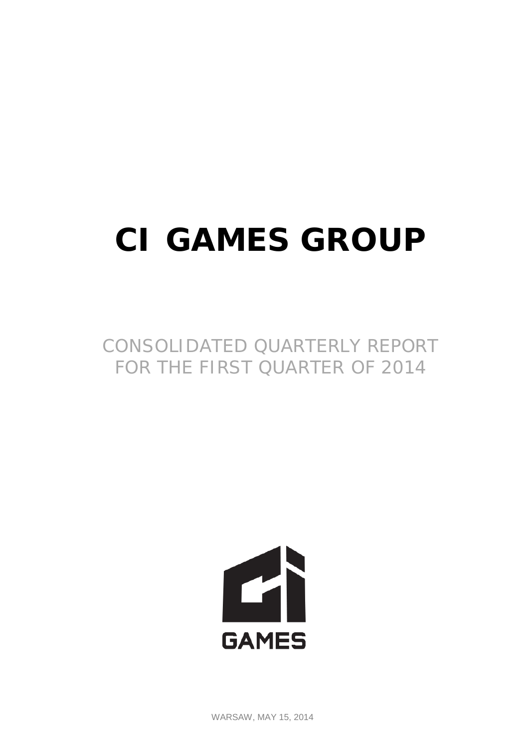# CI GAMES GROUP

CONSOLIDATED QUARTERLY REPORT
FOR THE FIRST QUARTER OF 2014

GAMES

WARSAW, MAY 15, 2014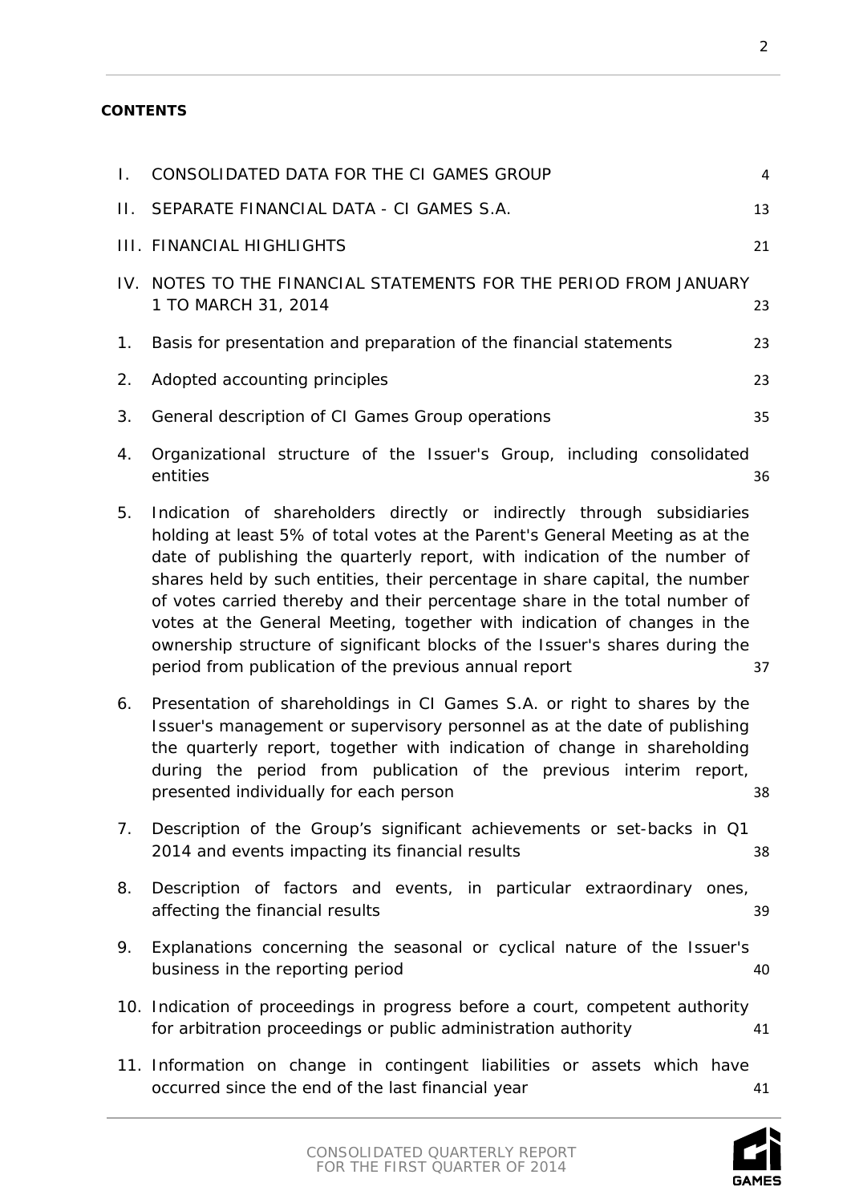**CONTENTS**

| | | |
|---|---|---|
| I. | CONSOLIDATED DATA FOR THE CI GAMES GROUP | 4 |
| II. | SEPARATE FINANCIAL DATA - CI GAMES S.A. | 13 |
| III. | FINANCIAL HIGHLIGHTS | 21 |
| IV. | NOTES TO THE FINANCIAL STATEMENTS FOR THE PERIOD FROM JANUARY 1 TO MARCH 31, 2014 | 23 |
| 1. | Basis for presentation and preparation of the financial statements | 23 |
| 2. | Adopted accounting principles | 23 |
| 3. | General description of CI Games Group operations | 35 |
| 4. | Organizational structure of the Issuer's Group, including consolidated entities | 36 |
| 5. | Indication of shareholders directly or indirectly through subsidiaries holding at least 5% of total votes at the Parent's General Meeting as at the date of publishing the quarterly report, with indication of the number of shares held by such entities, their percentage in share capital, the number of votes carried thereby and their percentage share in the total number of votes at the General Meeting, together with indication of changes in the ownership structure of significant blocks of the Issuer's shares during the period from publication of the previous annual report | 37 |
| 6. | Presentation of shareholdings in CI Games S.A. or right to shares by the Issuer's management or supervisory personnel as at the date of publishing the quarterly report, together with indication of change in shareholding during the period from publication of the previous interim report, presented individually for each person | 38 |
| 7. | Description of the Group's significant achievements or set-backs in Q1 2014 and events impacting its financial results | 38 |
| 8. | Description of factors and events, in particular extraordinary ones, affecting the financial results | 39 |
| 9. | Explanations concerning the seasonal or cyclical nature of the Issuer's business in the reporting period | 40 |
| 10. | Indication of proceedings in progress before a court, competent authority for arbitration proceedings or public administration authority | 41 |
| 11. | Information on change in contingent liabilities or assets which have occurred since the end of the last financial year | 41 |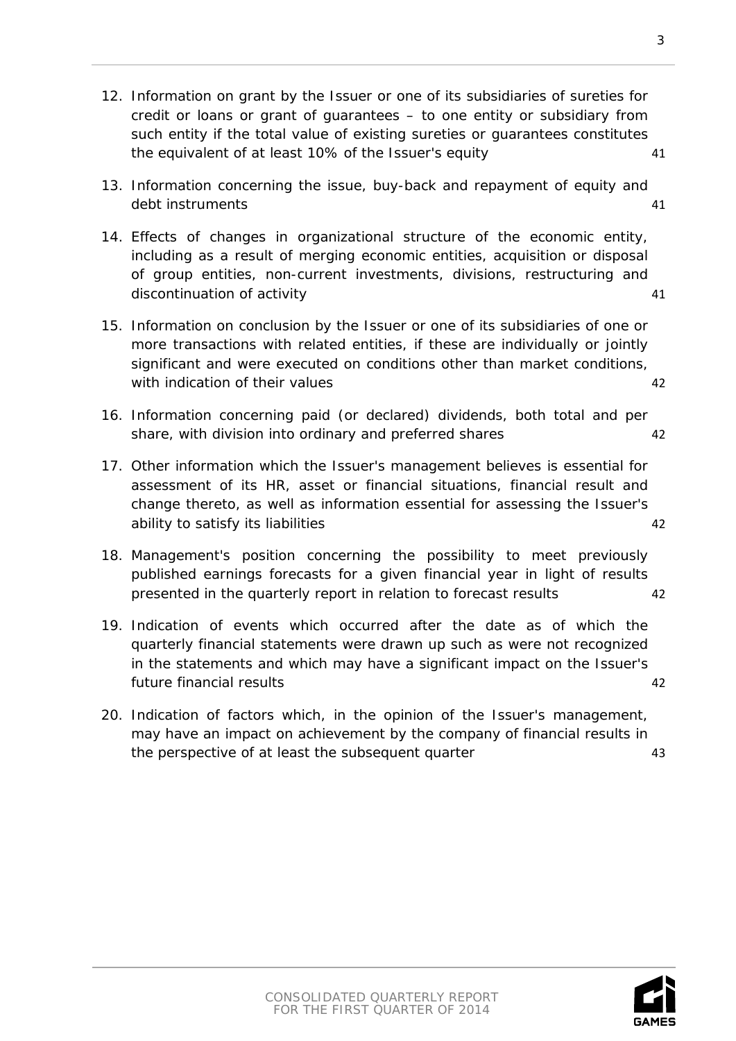12. Information on grant by the Issuer or one of its subsidiaries of sureties for credit or loans or grant of guarantees – to one entity or subsidiary from such entity if the total value of existing sureties or guarantees constitutes the equivalent of at least 10% of the Issuer's equity 41

13. Information concerning the issue, buy-back and repayment of equity and debt instruments 41

14. Effects of changes in organizational structure of the economic entity, including as a result of merging economic entities, acquisition or disposal of group entities, non-current investments, divisions, restructuring and discontinuation of activity 41

15. Information on conclusion by the Issuer or one of its subsidiaries of one or more transactions with related entities, if these are individually or jointly significant and were executed on conditions other than market conditions, with indication of their values 42

16. Information concerning paid (or declared) dividends, both total and per share, with division into ordinary and preferred shares 42

17. Other information which the Issuer's management believes is essential for assessment of its HR, asset or financial situations, financial result and change thereto, as well as information essential for assessing the Issuer's ability to satisfy its liabilities 42

18. Management's position concerning the possibility to meet previously published earnings forecasts for a given financial year in light of results presented in the quarterly report in relation to forecast results 42

19. Indication of events which occurred after the date as of which the quarterly financial statements were drawn up such as were not recognized in the statements and which may have a significant impact on the Issuer's future financial results 42

20. Indication of factors which, in the opinion of the Issuer's management, may have an impact on achievement by the company of financial results in the perspective of at least the subsequent quarter 43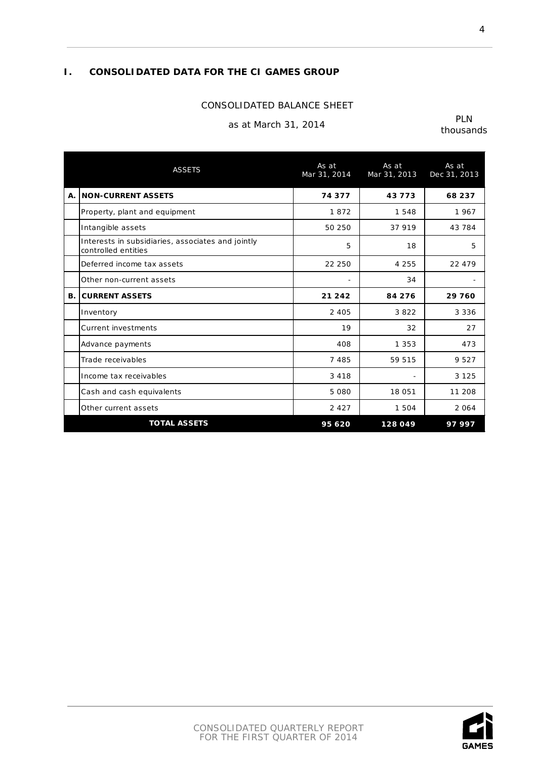# I. CONSOLIDATED DATA FOR THE CI GAMES GROUP

## CONSOLIDATED BALANCE SHEET

as at March 31, 2014

PLN thousands

| | ASSETS | As at Mar 31, 2014 | As at Mar 31, 2013 | As at Dec 31, 2013 |
|---|---|---|---|---|
| **A.** | **NON-CURRENT ASSETS** | **74 377** | **43 773** | **68 237** |
| | Property, plant and equipment | 1 872 | 1 548 | 1 967 |
| | Intangible assets | 50 250 | 37 919 | 43 784 |
| | Interests in subsidiaries, associates and jointly controlled entities | 5 | 18 | 5 |
| | Deferred income tax assets | 22 250 | 4 255 | 22 479 |
| | Other non-current assets | - | 34 | - |
| **B.** | **CURRENT ASSETS** | **21 242** | **84 276** | **29 760** |
| | Inventory | 2 405 | 3 822 | 3 336 |
| | Current investments | 19 | 32 | 27 |
| | Advance payments | 408 | 1 353 | 473 |
| | Trade receivables | 7 485 | 59 515 | 9 527 |
| | Income tax receivables | 3 418 | - | 3 125 |
| | Cash and cash equivalents | 5 080 | 18 051 | 11 208 |
| | Other current assets | 2 427 | 1 504 | 2 064 |
| | **TOTAL ASSETS** | **95 620** | **128 049** | **97 997** |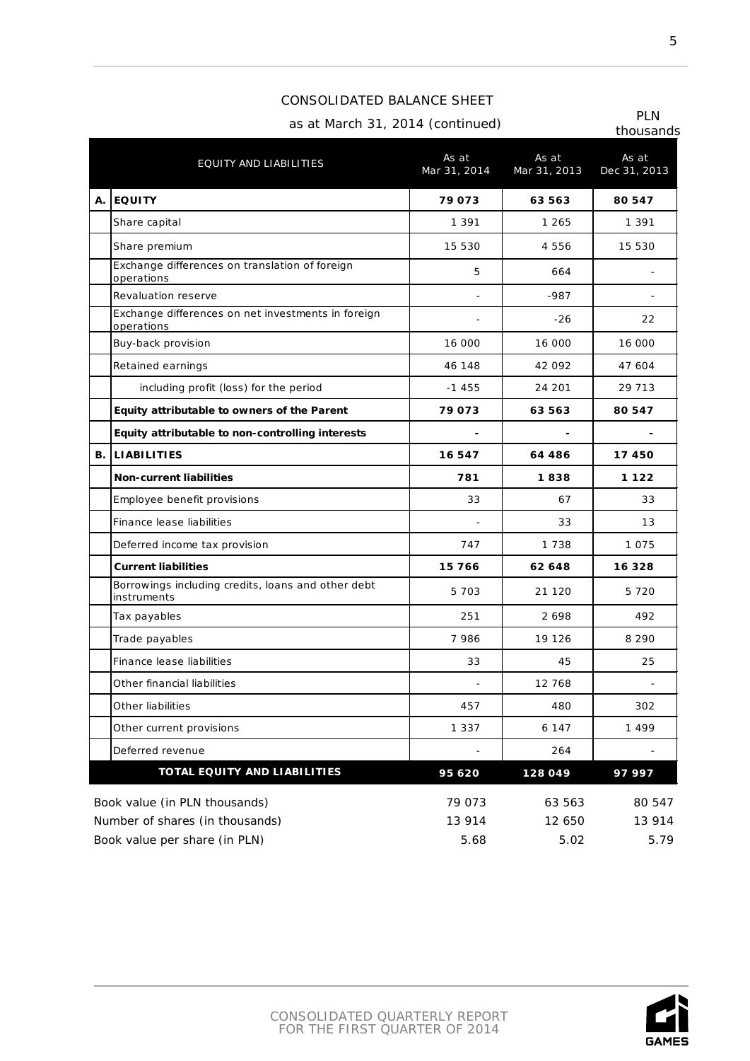# CONSOLIDATED BALANCE SHEET

as at March 31, 2014 (continued)

PLN thousands

| | EQUITY AND LIABILITIES | As at Mar 31, 2014 | As at Mar 31, 2013 | As at Dec 31, 2013 |
|---|---|---|---|---|
| **A.** | **EQUITY** | **79 073** | **63 563** | **80 547** |
| | Share capital | 1 391 | 1 265 | 1 391 |
| | Share premium | 15 530 | 4 556 | 15 530 |
| | Exchange differences on translation of foreign operations | 5 | 664 | - |
| | Revaluation reserve | - | -987 | - |
| | Exchange differences on net investments in foreign operations | - | -26 | 22 |
| | Buy-back provision | 16 000 | 16 000 | 16 000 |
| | Retained earnings | 46 148 | 42 092 | 47 604 |
| | including profit (loss) for the period | -1 455 | 24 201 | 29 713 |
| | **Equity attributable to owners of the Parent** | **79 073** | **63 563** | **80 547** |
| | **Equity attributable to non-controlling interests** | **-** | **-** | **-** |
| **B.** | **LIABILITIES** | **16 547** | **64 486** | **17 450** |
| | **Non-current liabilities** | **781** | **1 838** | **1 122** |
| | Employee benefit provisions | 33 | 67 | 33 |
| | Finance lease liabilities | - | 33 | 13 |
| | Deferred income tax provision | 747 | 1 738 | 1 075 |
| | **Current liabilities** | **15 766** | **62 648** | **16 328** |
| | Borrowings including credits, loans and other debt instruments | 5 703 | 21 120 | 5 720 |
| | Tax payables | 251 | 2 698 | 492 |
| | Trade payables | 7 986 | 19 126 | 8 290 |
| | Finance lease liabilities | 33 | 45 | 25 |
| | Other financial liabilities | - | 12 768 | - |
| | Other liabilities | 457 | 480 | 302 |
| | Other current provisions | 1 337 | 6 147 | 1 499 |
| | Deferred revenue | - | 264 | - |
| | **TOTAL EQUITY AND LIABILITIES** | **95 620** | **128 049** | **97 997** |

| | | | |
|---|---|---|---|
| Book value (in PLN thousands) | 79 073 | 63 563 | 80 547 |
| Number of shares (in thousands) | 13 914 | 12 650 | 13 914 |
| Book value per share (in PLN) | 5.68 | 5.02 | 5.79 |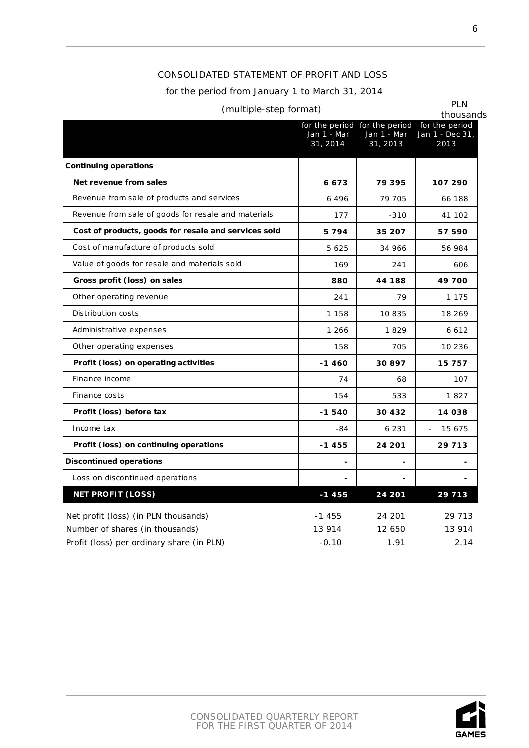CONSOLIDATED STATEMENT OF PROFIT AND LOSS

for the period from January 1 to March 31, 2014

(multiple-step format)

PLN thousands

| | for the period Jan 1 - Mar 31, 2014 | for the period Jan 1 - Mar 31, 2013 | for the period Jan 1 - Dec 31, 2013 |
|---|---|---|---|
| **Continuing operations** | | | |
| **Net revenue from sales** | **6 673** | **79 395** | **107 290** |
| Revenue from sale of products and services | 6 496 | 79 705 | 66 188 |
| Revenue from sale of goods for resale and materials | 177 | -310 | 41 102 |
| **Cost of products, goods for resale and services sold** | **5 794** | **35 207** | **57 590** |
| Cost of manufacture of products sold | 5 625 | 34 966 | 56 984 |
| Value of goods for resale and materials sold | 169 | 241 | 606 |
| **Gross profit (loss) on sales** | **880** | **44 188** | **49 700** |
| Other operating revenue | 241 | 79 | 1 175 |
| Distribution costs | 1 158 | 10 835 | 18 269 |
| Administrative expenses | 1 266 | 1 829 | 6 612 |
| Other operating expenses | 158 | 705 | 10 236 |
| **Profit (loss) on operating activities** | **-1 460** | **30 897** | **15 757** |
| Finance income | 74 | 68 | 107 |
| Finance costs | 154 | 533 | 1 827 |
| **Profit (loss) before tax** | **-1 540** | **30 432** | **14 038** |
| Income tax | -84 | 6 231 | - 15 675 |
| **Profit (loss) on continuing operations** | **-1 455** | **24 201** | **29 713** |
| **Discontinued operations** | **-** | **-** | **-** |
| Loss on discontinued operations | - | - | - |
| **NET PROFIT (LOSS)** | **-1 455** | **24 201** | **29 713** |

| | | | |
|---|---|---|---|
| Net profit (loss) (in PLN thousands) | -1 455 | 24 201 | 29 713 |
| Number of shares (in thousands) | 13 914 | 12 650 | 13 914 |
| Profit (loss) per ordinary share (in PLN) | -0.10 | 1.91 | 2.14 |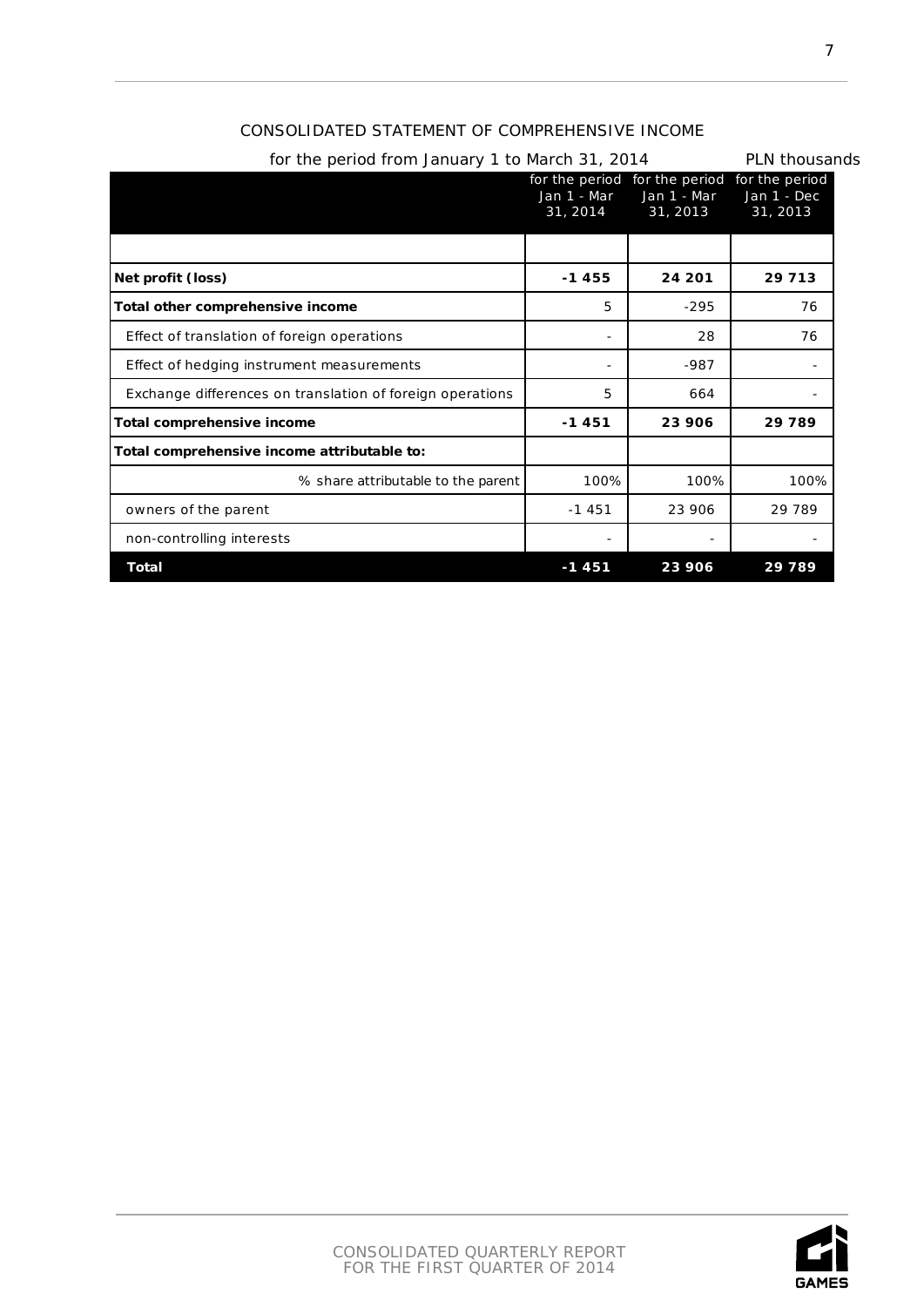## CONSOLIDATED STATEMENT OF COMPREHENSIVE INCOME

for the period from January 1 to March 31, 2014 PLN thousands

| | for the period Jan 1 - Mar 31, 2014 | for the period Jan 1 - Mar 31, 2013 | for the period Jan 1 - Dec 31, 2013 |
|---|---|---|---|
| | | | |
| **Net profit (loss)** | **-1 455** | **24 201** | **29 713** |
| **Total other comprehensive income** | 5 | -295 | 76 |
| Effect of translation of foreign operations | - | 28 | 76 |
| Effect of hedging instrument measurements | - | -987 | - |
| Exchange differences on translation of foreign operations | 5 | 664 | - |
| **Total comprehensive income** | **-1 451** | **23 906** | **29 789** |
| **Total comprehensive income attributable to:** | | | |
| % share attributable to the parent | 100% | 100% | 100% |
| owners of the parent | -1 451 | 23 906 | 29 789 |
| non-controlling interests | - | - | - |
| **Total** | **-1 451** | **23 906** | **29 789** |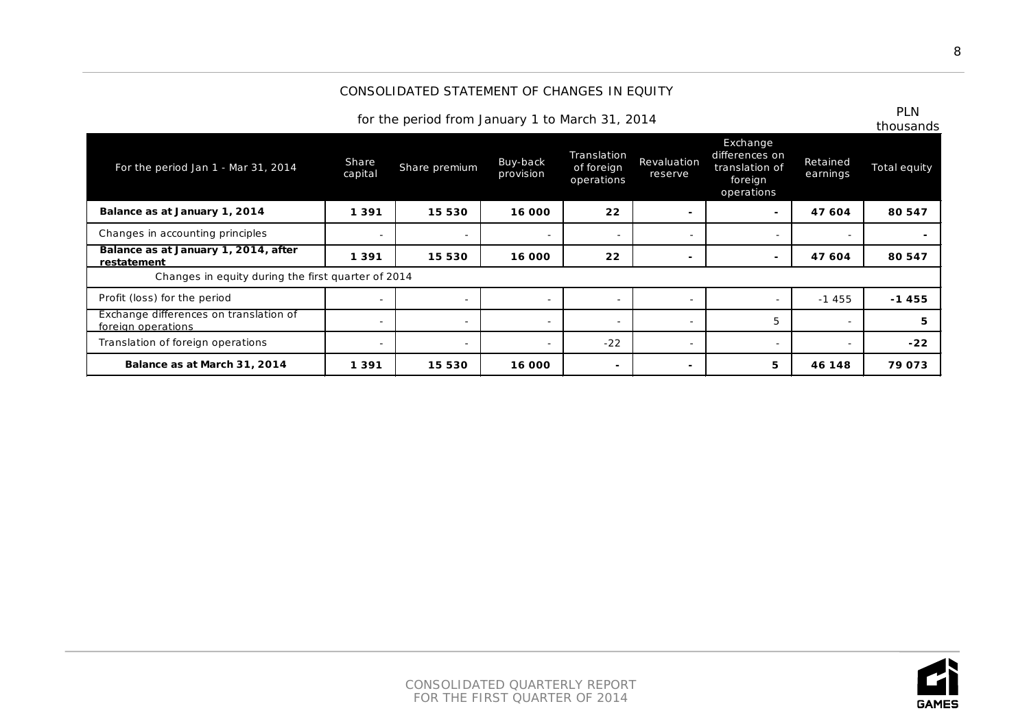## CONSOLIDATED STATEMENT OF CHANGES IN EQUITY

for the period from January 1 to March 31, 2014

PLN thousands

| For the period Jan 1 - Mar 31, 2014 | Share capital | Share premium | Buy-back provision | Translation of foreign operations | Revaluation reserve | Exchange differences on translation of foreign operations | Retained earnings | Total equity |
|---|---|---|---|---|---|---|---|---|
| **Balance as at January 1, 2014** | **1 391** | **15 530** | **16 000** | **22** | **-** | **-** | **47 604** | **80 547** |
| Changes in accounting principles | - | - | - | - | - | - | - | **-** |
| **Balance as at January 1, 2014, after restatement** | **1 391** | **15 530** | **16 000** | **22** | **-** | **-** | **47 604** | **80 547** |
| Changes in equity during the first quarter of 2014 | | | | | | | | |
| Profit (loss) for the period | - | - | - | - | - | - | -1 455 | **-1 455** |
| Exchange differences on translation of foreign operations | - | - | - | - | - | 5 | - | **5** |
| Translation of foreign operations | - | - | - | -22 | - | - | - | **-22** |
| **Balance as at March 31, 2014** | **1 391** | **15 530** | **16 000** | **-** | **-** | **5** | **46 148** | **79 073** |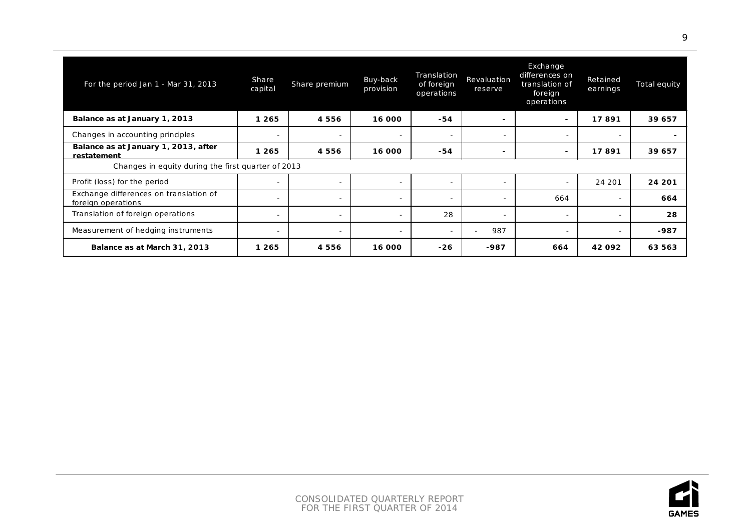| For the period Jan 1 - Mar 31, 2013 | Share capital | Share premium | Buy-back provision | Translation of foreign operations | Revaluation reserve | Exchange differences on translation of foreign operations | Retained earnings | Total equity |
|---|---|---|---|---|---|---|---|---|
| **Balance as at January 1, 2013** | **1 265** | **4 556** | **16 000** | **-54** | **-** | **-** | **17 891** | **39 657** |
| Changes in accounting principles | - | - | - | - | - | - | - | **-** |
| **Balance as at January 1, 2013, after restatement** | **1 265** | **4 556** | **16 000** | **-54** | **-** | **-** | **17 891** | **39 657** |
| Changes in equity during the first quarter of 2013 | | | | | | | | |
| Profit (loss) for the period | - | - | - | - | - | - | 24 201 | **24 201** |
| Exchange differences on translation of foreign operations | - | - | - | - | - | 664 | - | **664** |
| Translation of foreign operations | - | - | - | 28 | - | - | - | **28** |
| Measurement of hedging instruments | - | - | - | - | - 987 | - | - | **-987** |
| **Balance as at March 31, 2013** | **1 265** | **4 556** | **16 000** | **-26** | **-987** | **664** | **42 092** | **63 563** |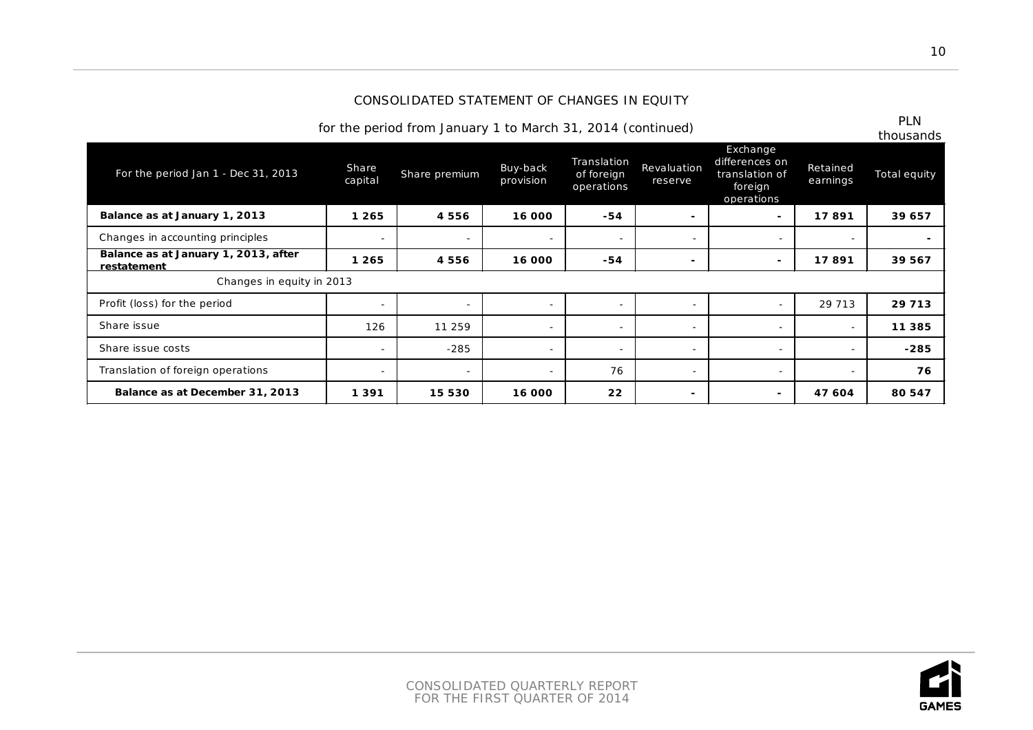CONSOLIDATED STATEMENT OF CHANGES IN EQUITY

for the period from January 1 to March 31, 2014 (continued)

PLN thousands

| For the period Jan 1 - Dec 31, 2013 | Share capital | Share premium | Buy-back provision | Translation of foreign operations | Revaluation reserve | Exchange differences on translation of foreign operations | Retained earnings | Total equity |
|---|---|---|---|---|---|---|---|---|
| **Balance as at January 1, 2013** | **1 265** | **4 556** | **16 000** | **-54** | **-** | **-** | **17 891** | **39 657** |
| Changes in accounting principles | - | - | - | - | - | - | - | **-** |
| **Balance as at January 1, 2013, after restatement** | **1 265** | **4 556** | **16 000** | **-54** | **-** | **-** | **17 891** | **39 567** |
| Changes in equity in 2013 | | | | | | | | |
| Profit (loss) for the period | - | - | - | - | - | - | 29 713 | **29 713** |
| Share issue | 126 | 11 259 | - | - | - | - | - | **11 385** |
| Share issue costs | - | -285 | - | - | - | - | - | **-285** |
| Translation of foreign operations | - | - | - | 76 | - | - | - | **76** |
| **Balance as at December 31, 2013** | **1 391** | **15 530** | **16 000** | **22** | **-** | **-** | **47 604** | **80 547** |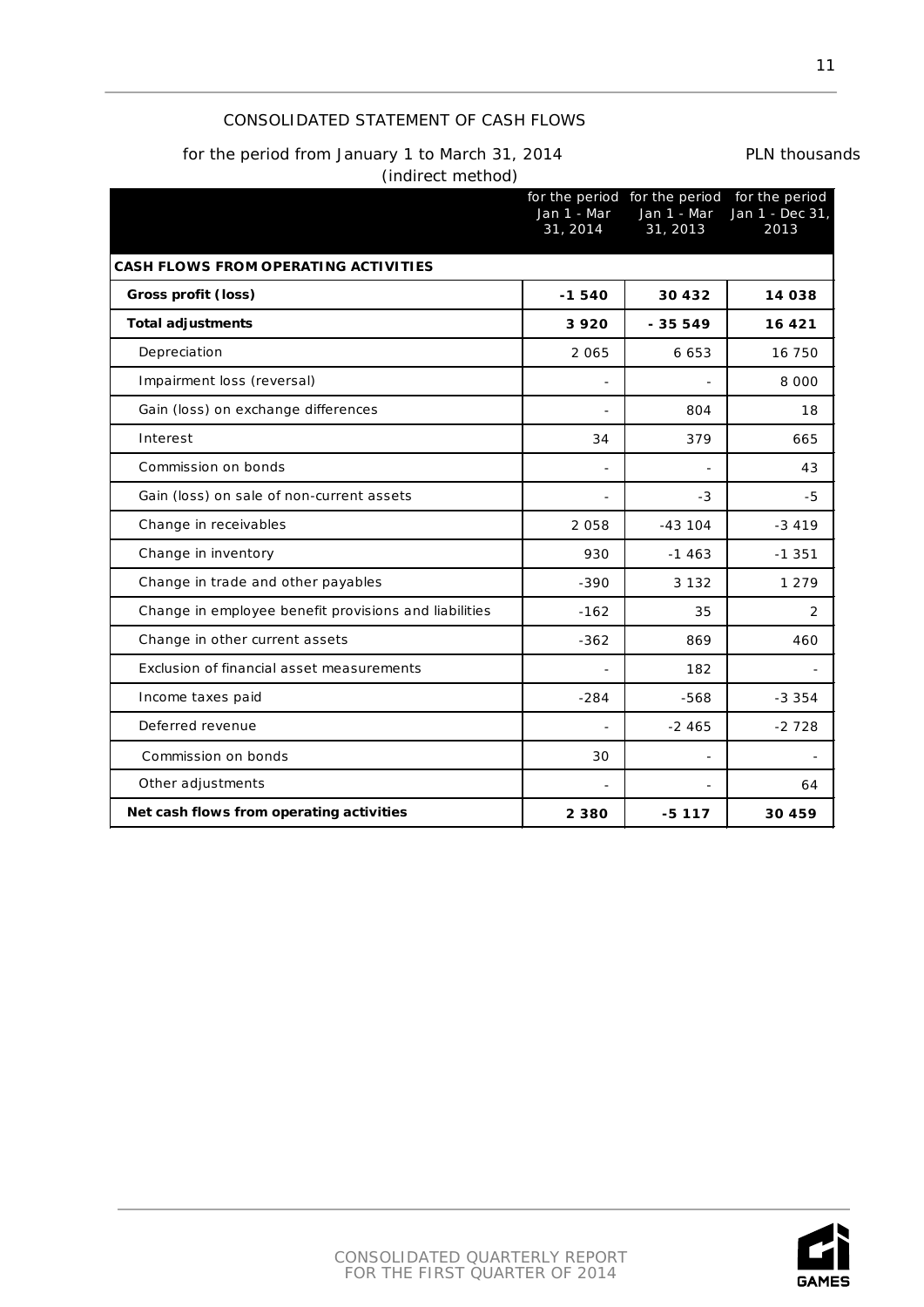# CONSOLIDATED STATEMENT OF CASH FLOWS

for the period from January 1 to March 31, 2014 (indirect method)

PLN thousands

| | for the period Jan 1 - Mar 31, 2014 | for the period Jan 1 - Mar 31, 2013 | for the period Jan 1 - Dec 31, 2013 |
|---|---|---|---|
| **CASH FLOWS FROM OPERATING ACTIVITIES** | | | |
| **Gross profit (loss)** | **-1 540** | **30 432** | **14 038** |
| **Total adjustments** | **3 920** | **- 35 549** | **16 421** |
| Depreciation | 2 065 | 6 653 | 16 750 |
| Impairment loss (reversal) | - | - | 8 000 |
| Gain (loss) on exchange differences | - | 804 | 18 |
| Interest | 34 | 379 | 665 |
| Commission on bonds | - | - | 43 |
| Gain (loss) on sale of non-current assets | - | -3 | -5 |
| Change in receivables | 2 058 | -43 104 | -3 419 |
| Change in inventory | 930 | -1 463 | -1 351 |
| Change in trade and other payables | -390 | 3 132 | 1 279 |
| Change in employee benefit provisions and liabilities | -162 | 35 | 2 |
| Change in other current assets | -362 | 869 | 460 |
| Exclusion of financial asset measurements | - | 182 | - |
| Income taxes paid | -284 | -568 | -3 354 |
| Deferred revenue | - | -2 465 | -2 728 |
| Commission on bonds | 30 | - | - |
| Other adjustments | - | - | 64 |
| **Net cash flows from operating activities** | **2 380** | **-5 117** | **30 459** |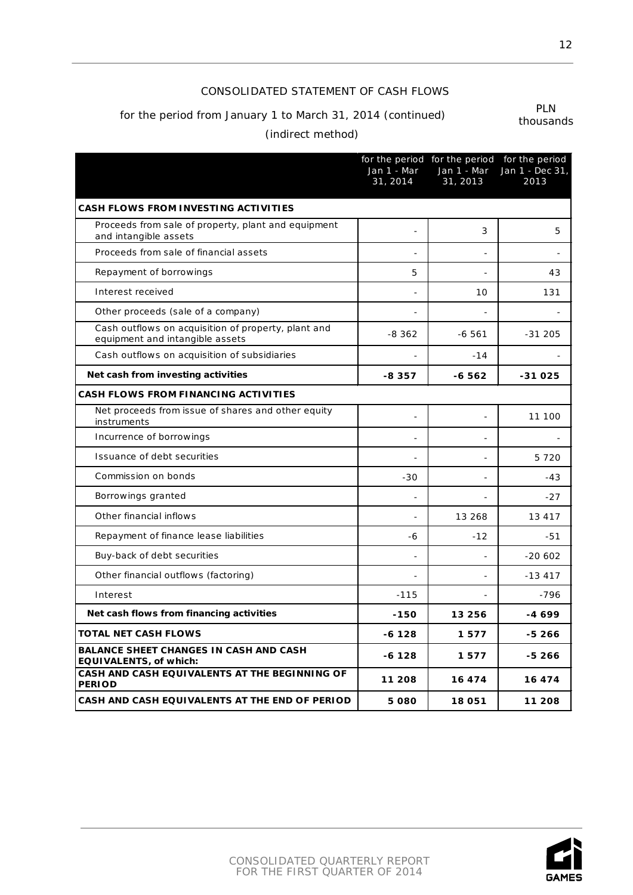# CONSOLIDATED STATEMENT OF CASH FLOWS

for the period from January 1 to March 31, 2014 (continued)

(indirect method)

PLN thousands

| | for the period Jan 1 - Mar 31, 2014 | for the period Jan 1 - Mar 31, 2013 | for the period Jan 1 - Dec 31, 2013 |
|---|---|---|---|
| **CASH FLOWS FROM INVESTING ACTIVITIES** | | | |
| Proceeds from sale of property, plant and equipment and intangible assets | - | 3 | 5 |
| Proceeds from sale of financial assets | - | - | - |
| Repayment of borrowings | 5 | - | 43 |
| Interest received | - | 10 | 131 |
| Other proceeds (sale of a company) | - | - | - |
| Cash outflows on acquisition of property, plant and equipment and intangible assets | -8 362 | -6 561 | -31 205 |
| Cash outflows on acquisition of subsidiaries | - | -14 | - |
| **Net cash from investing activities** | **-8 357** | **-6 562** | **-31 025** |
| **CASH FLOWS FROM FINANCING ACTIVITIES** | | | |
| Net proceeds from issue of shares and other equity instruments | - | - | 11 100 |
| Incurrence of borrowings | - | - | - |
| Issuance of debt securities | - | - | 5 720 |
| Commission on bonds | -30 | - | -43 |
| Borrowings granted | - | - | -27 |
| Other financial inflows | - | 13 268 | 13 417 |
| Repayment of finance lease liabilities | -6 | -12 | -51 |
| Buy-back of debt securities | - | - | -20 602 |
| Other financial outflows (factoring) | - | - | -13 417 |
| Interest | -115 | - | -796 |
| **Net cash flows from financing activities** | **-150** | **13 256** | **-4 699** |
| **TOTAL NET CASH FLOWS** | **-6 128** | **1 577** | **-5 266** |
| **BALANCE SHEET CHANGES IN CASH AND CASH EQUIVALENTS, of which:** | **-6 128** | **1 577** | **-5 266** |
| **CASH AND CASH EQUIVALENTS AT THE BEGINNING OF PERIOD** | **11 208** | **16 474** | **16 474** |
| **CASH AND CASH EQUIVALENTS AT THE END OF PERIOD** | **5 080** | **18 051** | **11 208** |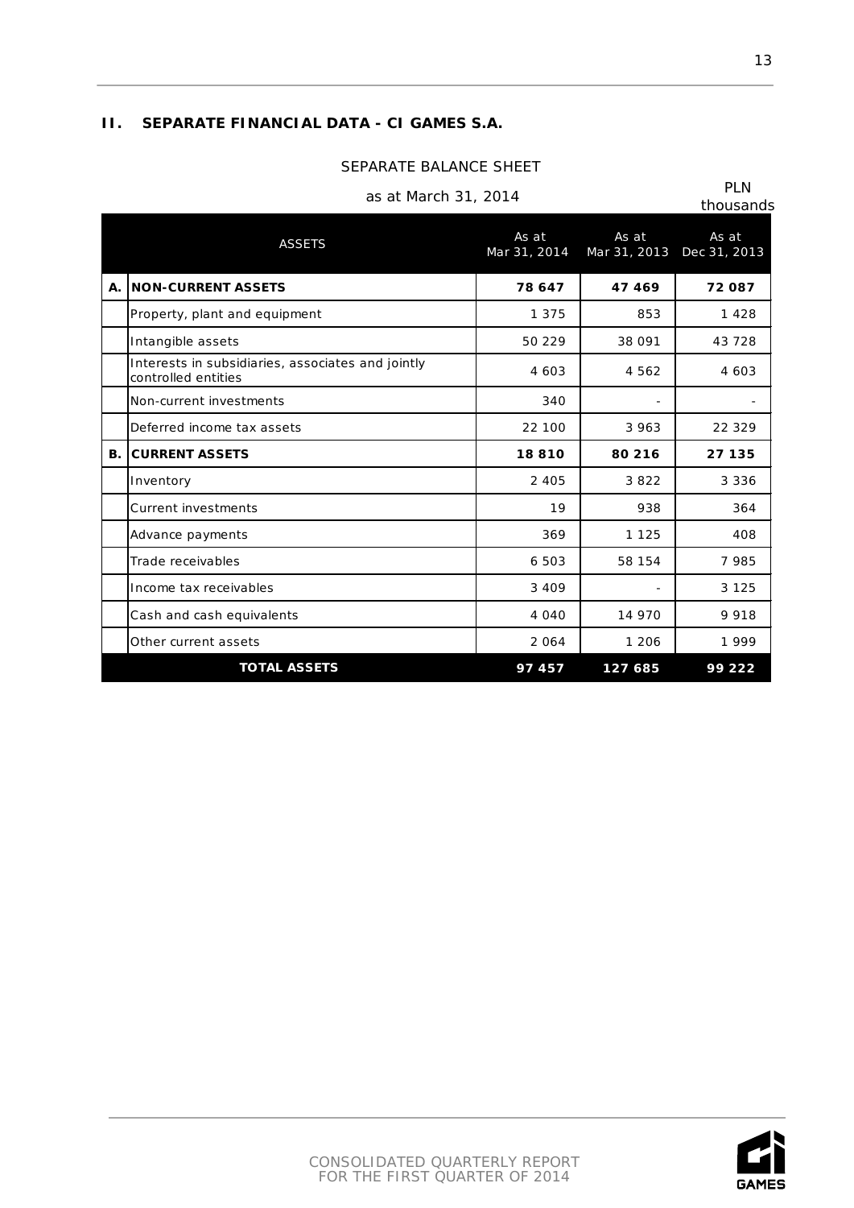## II. SEPARATE FINANCIAL DATA - CI GAMES S.A.

SEPARATE BALANCE SHEET

as at March 31, 2014

PLN thousands

| | ASSETS | As at Mar 31, 2014 | As at Mar 31, 2013 | As at Dec 31, 2013 |
|---|---|---|---|---|
| **A.** | **NON-CURRENT ASSETS** | **78 647** | **47 469** | **72 087** |
| | Property, plant and equipment | 1 375 | 853 | 1 428 |
| | Intangible assets | 50 229 | 38 091 | 43 728 |
| | Interests in subsidiaries, associates and jointly controlled entities | 4 603 | 4 562 | 4 603 |
| | Non-current investments | 340 | - | - |
| | Deferred income tax assets | 22 100 | 3 963 | 22 329 |
| **B.** | **CURRENT ASSETS** | **18 810** | **80 216** | **27 135** |
| | Inventory | 2 405 | 3 822 | 3 336 |
| | Current investments | 19 | 938 | 364 |
| | Advance payments | 369 | 1 125 | 408 |
| | Trade receivables | 6 503 | 58 154 | 7 985 |
| | Income tax receivables | 3 409 | - | 3 125 |
| | Cash and cash equivalents | 4 040 | 14 970 | 9 918 |
| | Other current assets | 2 064 | 1 206 | 1 999 |
| | **TOTAL ASSETS** | **97 457** | **127 685** | **99 222** |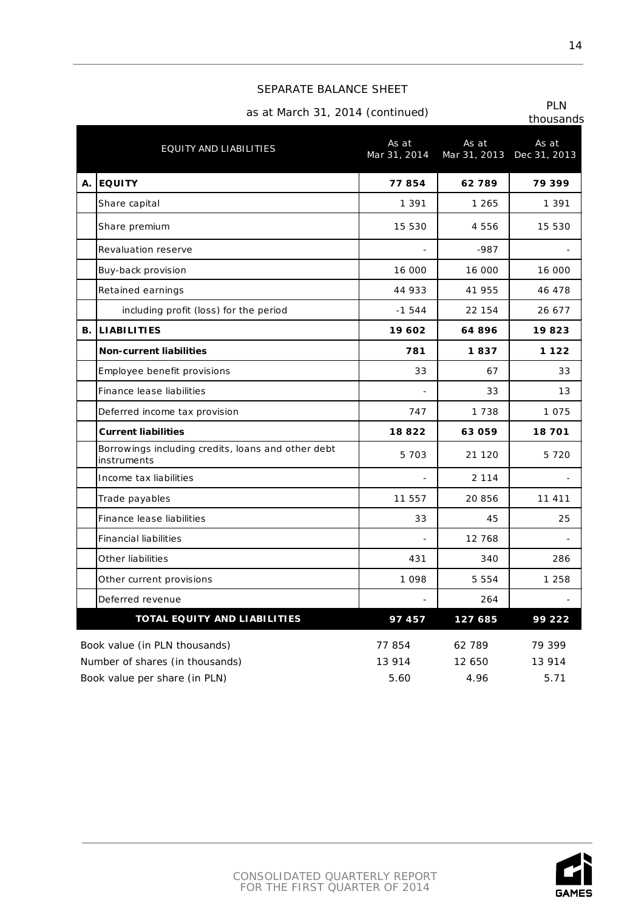## SEPARATE BALANCE SHEET

as at March 31, 2014 (continued)

PLN thousands

| | EQUITY AND LIABILITIES | As at Mar 31, 2014 | As at Mar 31, 2013 | As at Dec 31, 2013 |
|---|---|---|---|---|
| **A.** | **EQUITY** | **77 854** | **62 789** | **79 399** |
| | Share capital | 1 391 | 1 265 | 1 391 |
| | Share premium | 15 530 | 4 556 | 15 530 |
| | Revaluation reserve | - | -987 | - |
| | Buy-back provision | 16 000 | 16 000 | 16 000 |
| | Retained earnings | 44 933 | 41 955 | 46 478 |
| | including profit (loss) for the period | -1 544 | 22 154 | 26 677 |
| **B.** | **LIABILITIES** | **19 602** | **64 896** | **19 823** |
| | **Non-current liabilities** | **781** | **1 837** | **1 122** |
| | Employee benefit provisions | 33 | 67 | 33 |
| | Finance lease liabilities | - | 33 | 13 |
| | Deferred income tax provision | 747 | 1 738 | 1 075 |
| | **Current liabilities** | **18 822** | **63 059** | **18 701** |
| | Borrowings including credits, loans and other debt instruments | 5 703 | 21 120 | 5 720 |
| | Income tax liabilities | - | 2 114 | - |
| | Trade payables | 11 557 | 20 856 | 11 411 |
| | Finance lease liabilities | 33 | 45 | 25 |
| | Financial liabilities | - | 12 768 | - |
| | Other liabilities | 431 | 340 | 286 |
| | Other current provisions | 1 098 | 5 554 | 1 258 |
| | Deferred revenue | - | 264 | - |
| | **TOTAL EQUITY AND LIABILITIES** | **97 457** | **127 685** | **99 222** |

| | As at Mar 31, 2014 | As at Mar 31, 2013 | As at Dec 31, 2013 |
|---|---|---|---|
| Book value (in PLN thousands) | 77 854 | 62 789 | 79 399 |
| Number of shares (in thousands) | 13 914 | 12 650 | 13 914 |
| Book value per share (in PLN) | 5.60 | 4.96 | 5.71 |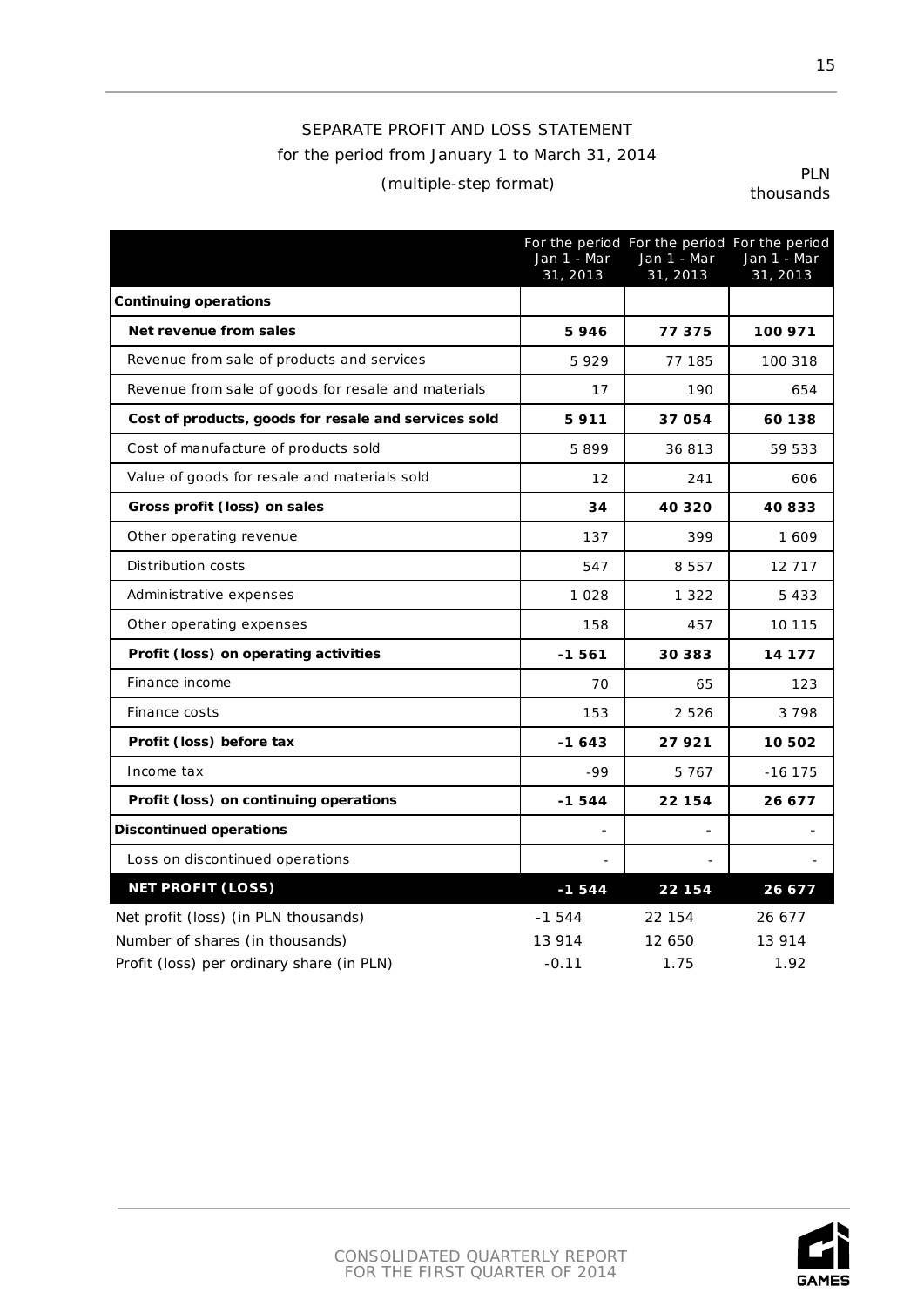SEPARATE PROFIT AND LOSS STATEMENT

for the period from January 1 to March 31, 2014

(multiple-step format)

PLN thousands

| | For the period Jan 1 - Mar 31, 2013 | For the period Jan 1 - Mar 31, 2013 | For the period Jan 1 - Mar 31, 2013 |
|---|---|---|---|
| **Continuing operations** | | | |
| **Net revenue from sales** | **5 946** | **77 375** | **100 971** |
| Revenue from sale of products and services | 5 929 | 77 185 | 100 318 |
| Revenue from sale of goods for resale and materials | 17 | 190 | 654 |
| **Cost of products, goods for resale and services sold** | **5 911** | **37 054** | **60 138** |
| Cost of manufacture of products sold | 5 899 | 36 813 | 59 533 |
| Value of goods for resale and materials sold | 12 | 241 | 606 |
| **Gross profit (loss) on sales** | **34** | **40 320** | **40 833** |
| Other operating revenue | 137 | 399 | 1 609 |
| Distribution costs | 547 | 8 557 | 12 717 |
| Administrative expenses | 1 028 | 1 322 | 5 433 |
| Other operating expenses | 158 | 457 | 10 115 |
| **Profit (loss) on operating activities** | **-1 561** | **30 383** | **14 177** |
| Finance income | 70 | 65 | 123 |
| Finance costs | 153 | 2 526 | 3 798 |
| **Profit (loss) before tax** | **-1 643** | **27 921** | **10 502** |
| Income tax | -99 | 5 767 | -16 175 |
| **Profit (loss) on continuing operations** | **-1 544** | **22 154** | **26 677** |
| **Discontinued operations** | **-** | **-** | **-** |
| Loss on discontinued operations | - | - | - |
| **NET PROFIT (LOSS)** | **-1 544** | **22 154** | **26 677** |
| Net profit (loss) (in PLN thousands) | -1 544 | 22 154 | 26 677 |
| Number of shares (in thousands) | 13 914 | 12 650 | 13 914 |
| Profit (loss) per ordinary share (in PLN) | -0.11 | 1.75 | 1.92 |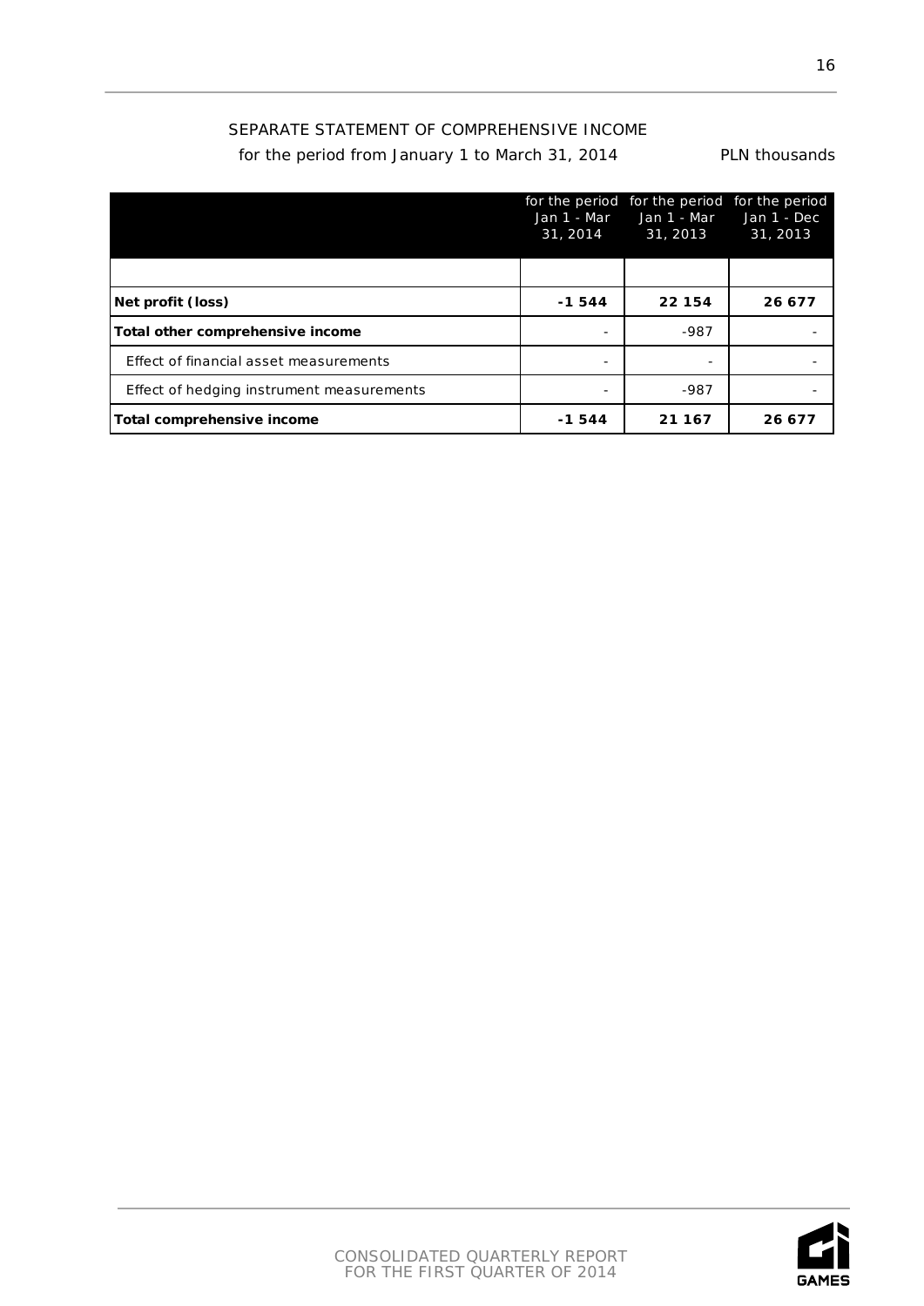SEPARATE STATEMENT OF COMPREHENSIVE INCOME

for the period from January 1 to March 31, 2014 PLN thousands

| | for the period Jan 1 - Mar 31, 2014 | for the period Jan 1 - Mar 31, 2013 | for the period Jan 1 - Dec 31, 2013 |
|---|---|---|---|
| | | | |
| **Net profit (loss)** | **-1 544** | **22 154** | **26 677** |
| **Total other comprehensive income** | - | -987 | - |
| Effect of financial asset measurements | - | - | - |
| Effect of hedging instrument measurements | - | -987 | - |
| **Total comprehensive income** | **-1 544** | **21 167** | **26 677** |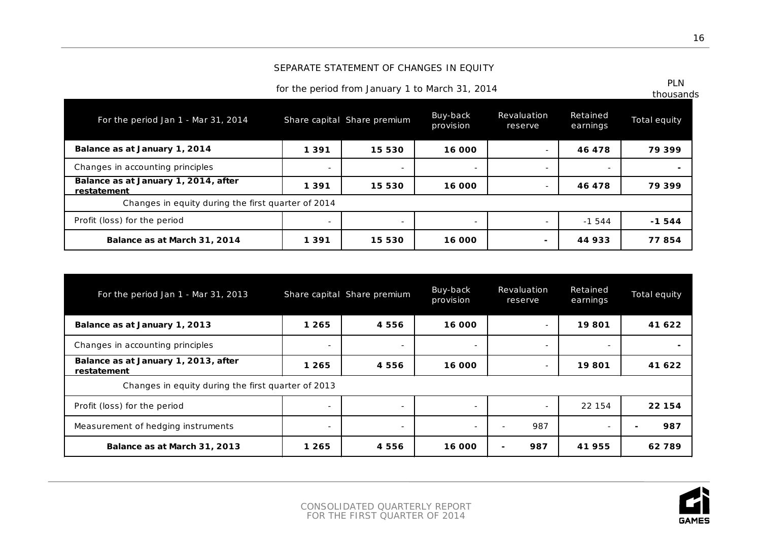## SEPARATE STATEMENT OF CHANGES IN EQUITY

for the period from January 1 to March 31, 2014

PLN thousands

| For the period Jan 1 - Mar 31, 2014 | Share capital | Share premium | Buy-back provision | Revaluation reserve | Retained earnings | Total equity |
|---|---|---|---|---|---|---|
| **Balance as at January 1, 2014** | **1 391** | **15 530** | **16 000** | - | **46 478** | **79 399** |
| Changes in accounting principles | - | - | - | - | - | **-** |
| **Balance as at January 1, 2014, after restatement** | **1 391** | **15 530** | **16 000** | - | **46 478** | **79 399** |
| Changes in equity during the first quarter of 2014 | | | | | | |
| Profit (loss) for the period | - | - | - | - | -1 544 | **-1 544** |
| **Balance as at March 31, 2014** | **1 391** | **15 530** | **16 000** | **-** | **44 933** | **77 854** |

| For the period Jan 1 - Mar 31, 2013 | Share capital | Share premium | Buy-back provision | Revaluation reserve | Retained earnings | Total equity |
|---|---|---|---|---|---|---|
| **Balance as at January 1, 2013** | **1 265** | **4 556** | **16 000** | - | **19 801** | **41 622** |
| Changes in accounting principles | - | - | - | - | - | **-** |
| **Balance as at January 1, 2013, after restatement** | **1 265** | **4 556** | **16 000** | - | **19 801** | **41 622** |
| Changes in equity during the first quarter of 2013 | | | | | | |
| Profit (loss) for the period | - | - | - | - | 22 154 | **22 154** |
| Measurement of hedging instruments | - | - | - | - 987 | - | **- 987** |
| **Balance as at March 31, 2013** | **1 265** | **4 556** | **16 000** | **- 987** | **41 955** | **62 789** |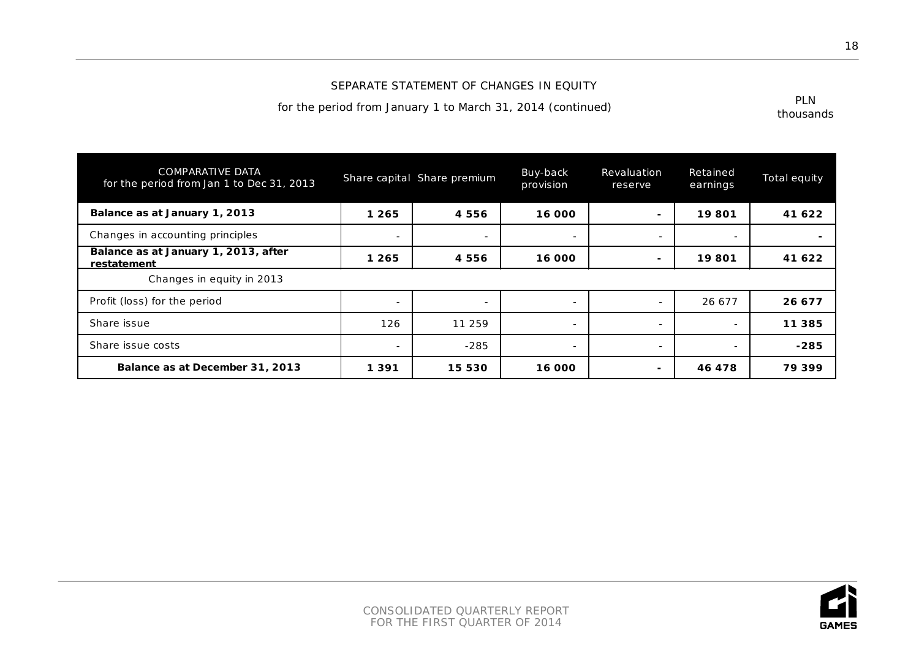SEPARATE STATEMENT OF CHANGES IN EQUITY

for the period from January 1 to March 31, 2014 (continued)

PLN thousands

| COMPARATIVE DATA for the period from Jan 1 to Dec 31, 2013 | Share capital | Share premium | Buy-back provision | Revaluation reserve | Retained earnings | Total equity |
|---|---|---|---|---|---|---|
| **Balance as at January 1, 2013** | **1 265** | **4 556** | **16 000** | **-** | **19 801** | **41 622** |
| Changes in accounting principles | - | - | - | - | - | **-** |
| **Balance as at January 1, 2013, after restatement** | **1 265** | **4 556** | **16 000** | **-** | **19 801** | **41 622** |
| Changes in equity in 2013 | | | | | | |
| Profit (loss) for the period | - | - | - | - | 26 677 | **26 677** |
| Share issue | 126 | 11 259 | - | - | - | **11 385** |
| Share issue costs | - | -285 | - | - | - | **-285** |
| **Balance as at December 31, 2013** | **1 391** | **15 530** | **16 000** | **-** | **46 478** | **79 399** |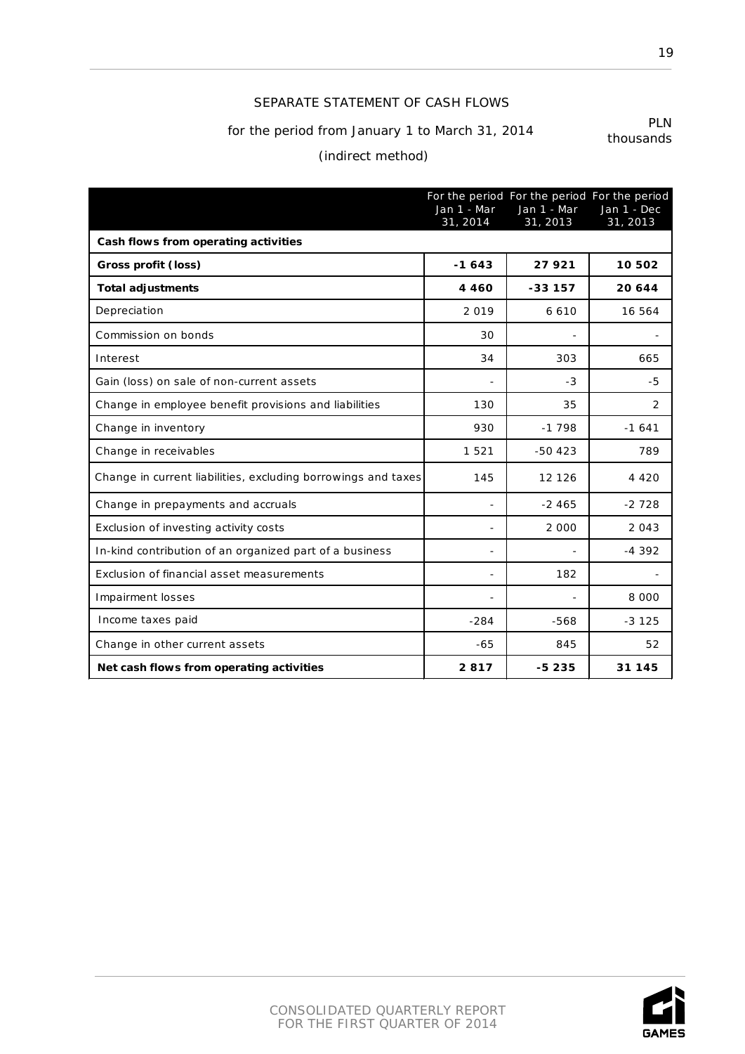# SEPARATE STATEMENT OF CASH FLOWS

for the period from January 1 to March 31, 2014

(indirect method)

PLN thousands

| | For the period Jan 1 - Mar 31, 2014 | For the period Jan 1 - Mar 31, 2013 | For the period Jan 1 - Dec 31, 2013 |
|---|---|---|---|
| **Cash flows from operating activities** | | | |
| **Gross profit (loss)** | **-1 643** | **27 921** | **10 502** |
| **Total adjustments** | **4 460** | **-33 157** | **20 644** |
| Depreciation | 2 019 | 6 610 | 16 564 |
| Commission on bonds | 30 | - | - |
| Interest | 34 | 303 | 665 |
| Gain (loss) on sale of non-current assets | - | -3 | -5 |
| Change in employee benefit provisions and liabilities | 130 | 35 | 2 |
| Change in inventory | 930 | -1 798 | -1 641 |
| Change in receivables | 1 521 | -50 423 | 789 |
| Change in current liabilities, excluding borrowings and taxes | 145 | 12 126 | 4 420 |
| Change in prepayments and accruals | - | -2 465 | -2 728 |
| Exclusion of investing activity costs | - | 2 000 | 2 043 |
| In-kind contribution of an organized part of a business | - | - | -4 392 |
| Exclusion of financial asset measurements | - | 182 | - |
| Impairment losses | - | - | 8 000 |
| Income taxes paid | -284 | -568 | -3 125 |
| Change in other current assets | -65 | 845 | 52 |
| **Net cash flows from operating activities** | **2 817** | **-5 235** | **31 145** |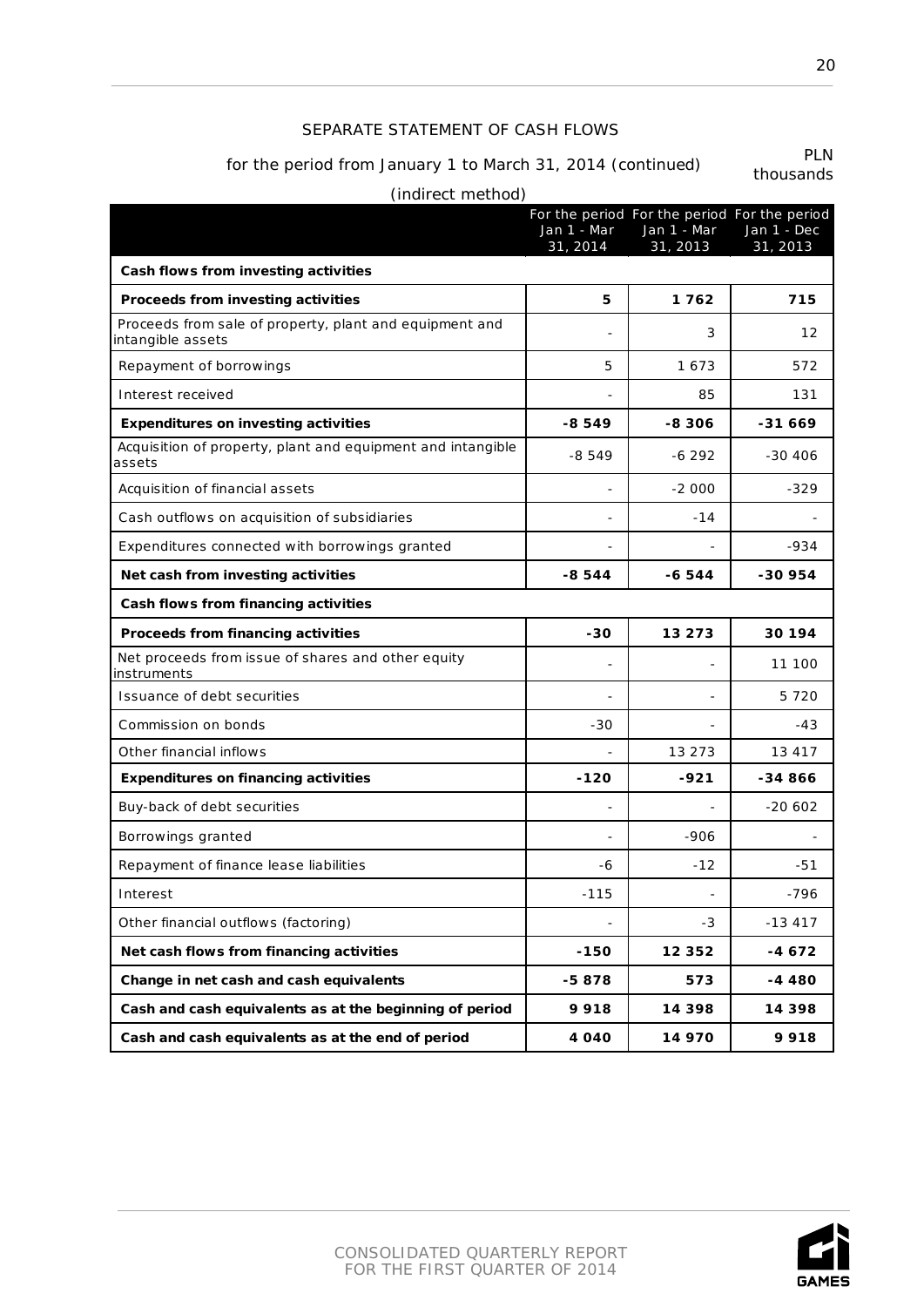SEPARATE STATEMENT OF CASH FLOWS

for the period from January 1 to March 31, 2014 (continued)

PLN thousands

(indirect method)

| | For the period Jan 1 - Mar 31, 2014 | For the period Jan 1 - Mar 31, 2013 | For the period Jan 1 - Dec 31, 2013 |
|---|---|---|---|
| **Cash flows from investing activities** | | | |
| **Proceeds from investing activities** | **5** | **1 762** | **715** |
| Proceeds from sale of property, plant and equipment and intangible assets | - | 3 | 12 |
| Repayment of borrowings | 5 | 1 673 | 572 |
| Interest received | - | 85 | 131 |
| **Expenditures on investing activities** | **-8 549** | **-8 306** | **-31 669** |
| Acquisition of property, plant and equipment and intangible assets | -8 549 | -6 292 | -30 406 |
| Acquisition of financial assets | - | -2 000 | -329 |
| Cash outflows on acquisition of subsidiaries | - | -14 | - |
| Expenditures connected with borrowings granted | - | - | -934 |
| **Net cash from investing activities** | **-8 544** | **-6 544** | **-30 954** |
| **Cash flows from financing activities** | | | |
| **Proceeds from financing activities** | **-30** | **13 273** | **30 194** |
| Net proceeds from issue of shares and other equity instruments | - | - | 11 100 |
| Issuance of debt securities | - | - | 5 720 |
| Commission on bonds | -30 | - | -43 |
| Other financial inflows | - | 13 273 | 13 417 |
| **Expenditures on financing activities** | **-120** | **-921** | **-34 866** |
| Buy-back of debt securities | - | - | -20 602 |
| Borrowings granted | - | -906 | - |
| Repayment of finance lease liabilities | -6 | -12 | -51 |
| Interest | -115 | - | -796 |
| Other financial outflows (factoring) | - | -3 | -13 417 |
| **Net cash flows from financing activities** | **-150** | **12 352** | **-4 672** |
| **Change in net cash and cash equivalents** | **-5 878** | **573** | **-4 480** |
| **Cash and cash equivalents as at the beginning of period** | **9 918** | **14 398** | **14 398** |
| **Cash and cash equivalents as at the end of period** | **4 040** | **14 970** | **9 918** |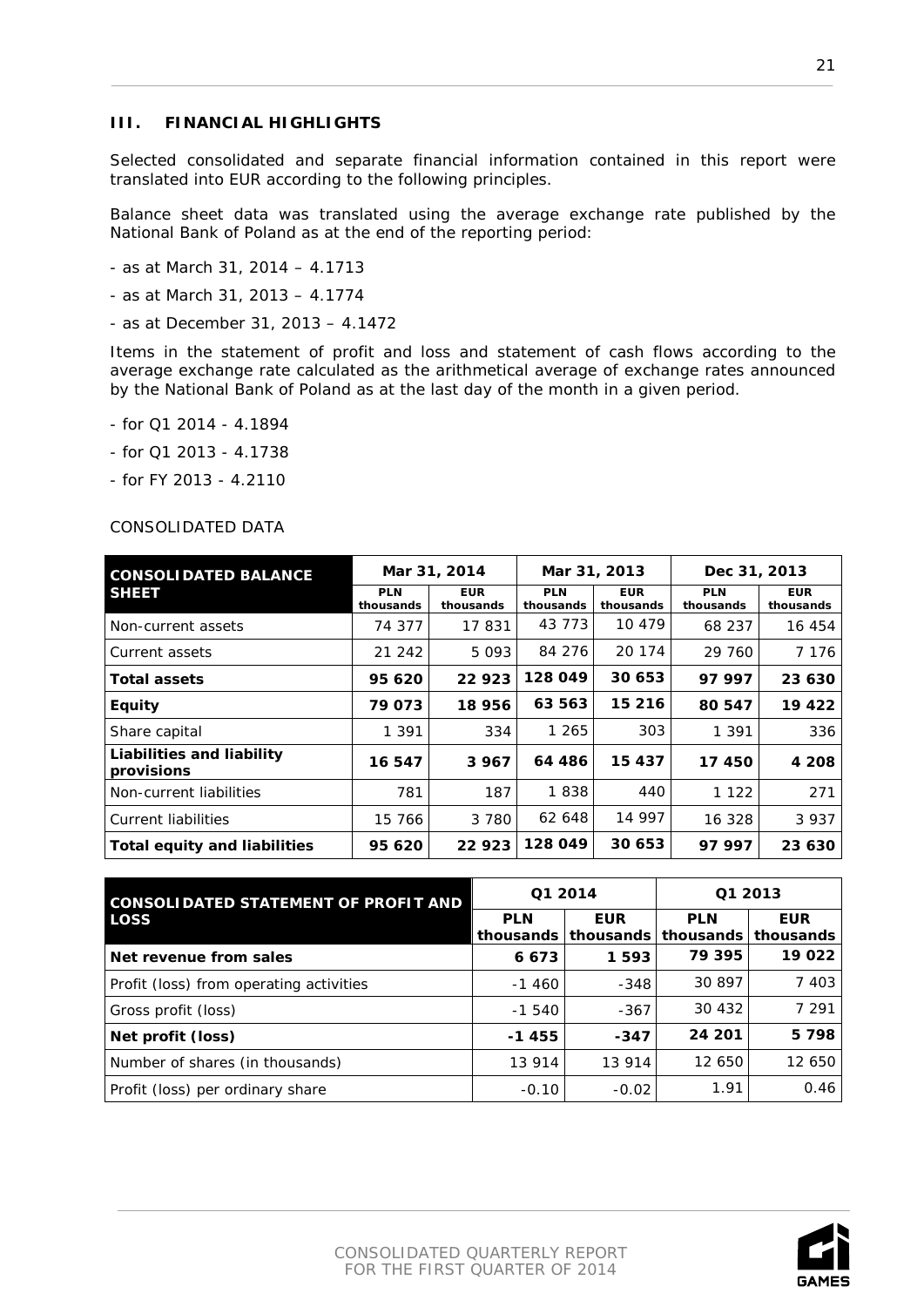## III. FINANCIAL HIGHLIGHTS

Selected consolidated and separate financial information contained in this report were translated into EUR according to the following principles.

Balance sheet data was translated using the average exchange rate published by the National Bank of Poland as at the end of the reporting period:

- as at March 31, 2014 – 4.1713
- as at March 31, 2013 – 4.1774
- as at December 31, 2013 – 4.1472

Items in the statement of profit and loss and statement of cash flows according to the average exchange rate calculated as the arithmetical average of exchange rates announced by the National Bank of Poland as at the last day of the month in a given period.

- for Q1 2014 - 4.1894
- for Q1 2013 - 4.1738
- for FY 2013 - 4.2110

CONSOLIDATED DATA

| CONSOLIDATED BALANCE SHEET | Mar 31, 2014 | | Mar 31, 2013 | | Dec 31, 2013 | |
|---|---|---|---|---|---|---|
| | PLN thousands | EUR thousands | PLN thousands | EUR thousands | PLN thousands | EUR thousands |
| Non-current assets | 74 377 | 17 831 | 43 773 | 10 479 | 68 237 | 16 454 |
| Current assets | 21 242 | 5 093 | 84 276 | 20 174 | 29 760 | 7 176 |
| **Total assets** | **95 620** | **22 923** | **128 049** | **30 653** | **97 997** | **23 630** |
| **Equity** | **79 073** | **18 956** | **63 563** | **15 216** | **80 547** | **19 422** |
| Share capital | 1 391 | 334 | 1 265 | 303 | 1 391 | 336 |
| **Liabilities and liability provisions** | **16 547** | **3 967** | **64 486** | **15 437** | **17 450** | **4 208** |
| Non-current liabilities | 781 | 187 | 1 838 | 440 | 1 122 | 271 |
| Current liabilities | 15 766 | 3 780 | 62 648 | 14 997 | 16 328 | 3 937 |
| **Total equity and liabilities** | **95 620** | **22 923** | **128 049** | **30 653** | **97 997** | **23 630** |

| CONSOLIDATED STATEMENT OF PROFIT AND LOSS | Q1 2014 | | Q1 2013 | |
|---|---|---|---|---|
| | PLN thousands | EUR thousands | PLN thousands | EUR thousands |
| **Net revenue from sales** | **6 673** | **1 593** | **79 395** | **19 022** |
| Profit (loss) from operating activities | -1 460 | -348 | 30 897 | 7 403 |
| Gross profit (loss) | -1 540 | -367 | 30 432 | 7 291 |
| **Net profit (loss)** | **-1 455** | **-347** | **24 201** | **5 798** |
| Number of shares (in thousands) | 13 914 | 13 914 | 12 650 | 12 650 |
| Profit (loss) per ordinary share | -0.10 | -0.02 | 1.91 | 0.46 |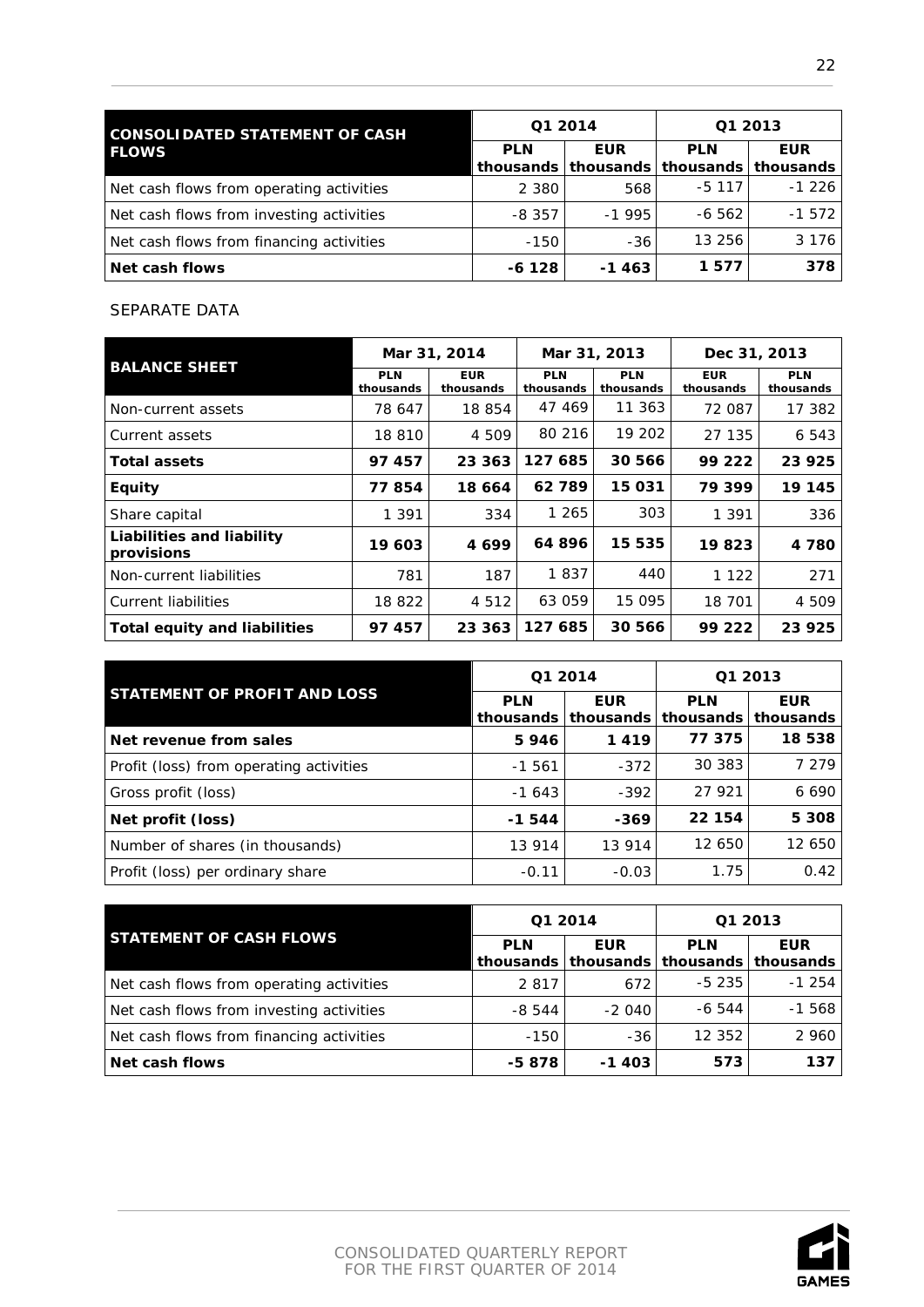| CONSOLIDATED STATEMENT OF CASH FLOWS | Q1 2014 | | Q1 2013 | |
|---|---|---|---|---|
| | PLN thousands | EUR thousands | PLN thousands | EUR thousands |
| Net cash flows from operating activities | 2 380 | 568 | -5 117 | -1 226 |
| Net cash flows from investing activities | -8 357 | -1 995 | -6 562 | -1 572 |
| Net cash flows from financing activities | -150 | -36 | 13 256 | 3 176 |
| **Net cash flows** | **-6 128** | **-1 463** | **1 577** | **378** |

SEPARATE DATA

| BALANCE SHEET | Mar 31, 2014 | | Mar 31, 2013 | | Dec 31, 2013 | |
|---|---|---|---|---|---|---|
| | PLN thousands | EUR thousands | PLN thousands | PLN thousands | EUR thousands | PLN thousands |
| Non-current assets | 78 647 | 18 854 | 47 469 | 11 363 | 72 087 | 17 382 |
| Current assets | 18 810 | 4 509 | 80 216 | 19 202 | 27 135 | 6 543 |
| **Total assets** | **97 457** | **23 363** | **127 685** | **30 566** | **99 222** | **23 925** |
| **Equity** | **77 854** | **18 664** | **62 789** | **15 031** | **79 399** | **19 145** |
| Share capital | 1 391 | 334 | 1 265 | 303 | 1 391 | 336 |
| **Liabilities and liability provisions** | **19 603** | **4 699** | **64 896** | **15 535** | **19 823** | **4 780** |
| Non-current liabilities | 781 | 187 | 1 837 | 440 | 1 122 | 271 |
| Current liabilities | 18 822 | 4 512 | 63 059 | 15 095 | 18 701 | 4 509 |
| **Total equity and liabilities** | **97 457** | **23 363** | **127 685** | **30 566** | **99 222** | **23 925** |

| STATEMENT OF PROFIT AND LOSS | Q1 2014 | | Q1 2013 | |
|---|---|---|---|---|
| | PLN thousands | EUR thousands | PLN thousands | EUR thousands |
| **Net revenue from sales** | **5 946** | **1 419** | **77 375** | **18 538** |
| Profit (loss) from operating activities | -1 561 | -372 | 30 383 | 7 279 |
| Gross profit (loss) | -1 643 | -392 | 27 921 | 6 690 |
| **Net profit (loss)** | **-1 544** | **-369** | **22 154** | **5 308** |
| Number of shares (in thousands) | 13 914 | 13 914 | 12 650 | 12 650 |
| Profit (loss) per ordinary share | -0.11 | -0.03 | 1.75 | 0.42 |

| STATEMENT OF CASH FLOWS | Q1 2014 | | Q1 2013 | |
|---|---|---|---|---|
| | PLN thousands | EUR thousands | PLN thousands | EUR thousands |
| Net cash flows from operating activities | 2 817 | 672 | -5 235 | -1 254 |
| Net cash flows from investing activities | -8 544 | -2 040 | -6 544 | -1 568 |
| Net cash flows from financing activities | -150 | -36 | 12 352 | 2 960 |
| **Net cash flows** | **-5 878** | **-1 403** | **573** | **137** |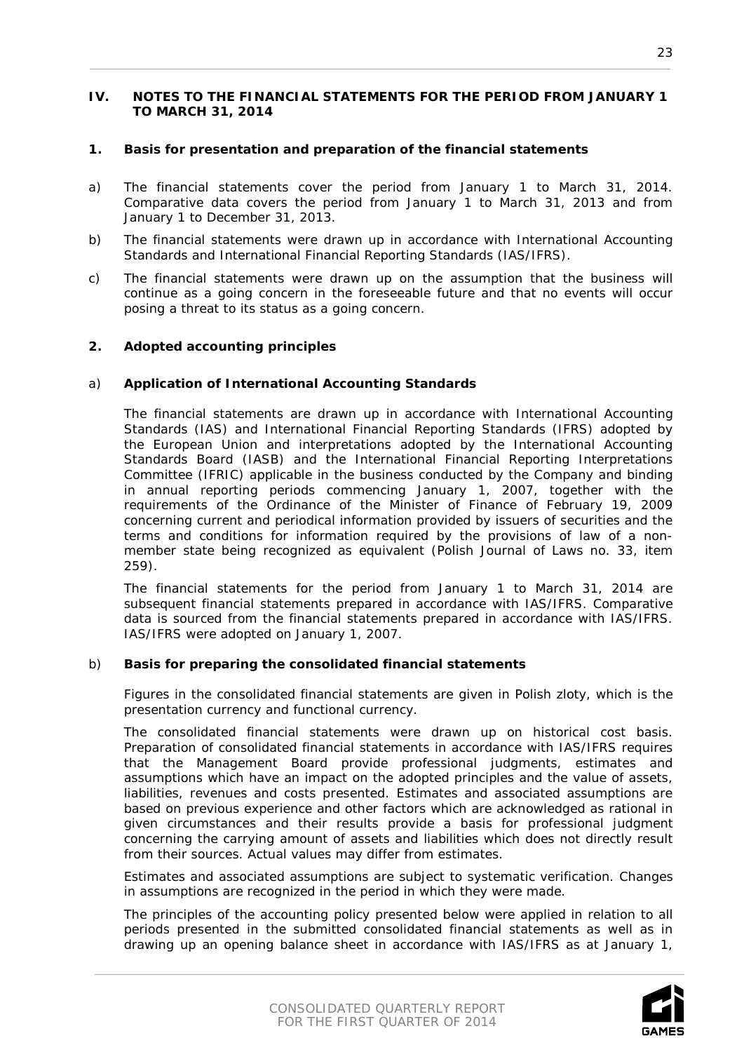## IV. NOTES TO THE FINANCIAL STATEMENTS FOR THE PERIOD FROM JANUARY 1 TO MARCH 31, 2014

### 1. Basis for presentation and preparation of the financial statements

a) The financial statements cover the period from January 1 to March 31, 2014. Comparative data covers the period from January 1 to March 31, 2013 and from January 1 to December 31, 2013.

b) The financial statements were drawn up in accordance with International Accounting Standards and International Financial Reporting Standards (IAS/IFRS).

c) The financial statements were drawn up on the assumption that the business will continue as a going concern in the foreseeable future and that no events will occur posing a threat to its status as a going concern.

### 2. Adopted accounting principles

#### a) Application of International Accounting Standards

The financial statements are drawn up in accordance with International Accounting Standards (IAS) and International Financial Reporting Standards (IFRS) adopted by the European Union and interpretations adopted by the International Accounting Standards Board (IASB) and the International Financial Reporting Interpretations Committee (IFRIC) applicable in the business conducted by the Company and binding in annual reporting periods commencing January 1, 2007, together with the requirements of the Ordinance of the Minister of Finance of February 19, 2009 concerning current and periodical information provided by issuers of securities and the terms and conditions for information required by the provisions of law of a non-member state being recognized as equivalent (Polish Journal of Laws no. 33, item 259).

The financial statements for the period from January 1 to March 31, 2014 are subsequent financial statements prepared in accordance with IAS/IFRS. Comparative data is sourced from the financial statements prepared in accordance with IAS/IFRS. IAS/IFRS were adopted on January 1, 2007.

#### b) Basis for preparing the consolidated financial statements

Figures in the consolidated financial statements are given in Polish zloty, which is the presentation currency and functional currency.

The consolidated financial statements were drawn up on historical cost basis. Preparation of consolidated financial statements in accordance with IAS/IFRS requires that the Management Board provide professional judgments, estimates and assumptions which have an impact on the adopted principles and the value of assets, liabilities, revenues and costs presented. Estimates and associated assumptions are based on previous experience and other factors which are acknowledged as rational in given circumstances and their results provide a basis for professional judgment concerning the carrying amount of assets and liabilities which does not directly result from their sources. Actual values may differ from estimates.

Estimates and associated assumptions are subject to systematic verification. Changes in assumptions are recognized in the period in which they were made.

The principles of the accounting policy presented below were applied in relation to all periods presented in the submitted consolidated financial statements as well as in drawing up an opening balance sheet in accordance with IAS/IFRS as at January 1,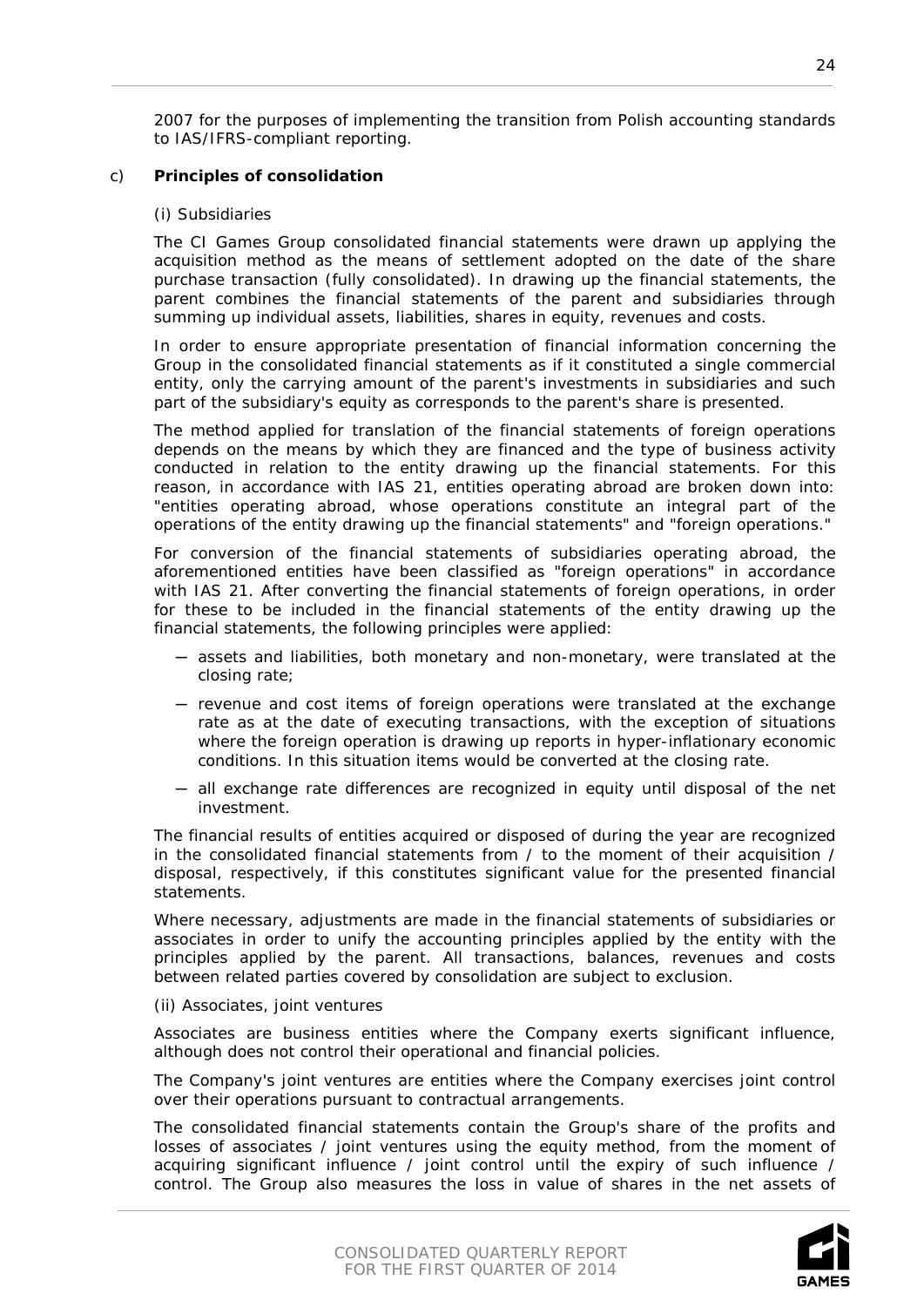2007 for the purposes of implementing the transition from Polish accounting standards to IAS/IFRS-compliant reporting.

c) **Principles of consolidation**

(i) Subsidiaries

The CI Games Group consolidated financial statements were drawn up applying the acquisition method as the means of settlement adopted on the date of the share purchase transaction (fully consolidated). In drawing up the financial statements, the parent combines the financial statements of the parent and subsidiaries through summing up individual assets, liabilities, shares in equity, revenues and costs.

In order to ensure appropriate presentation of financial information concerning the Group in the consolidated financial statements as if it constituted a single commercial entity, only the carrying amount of the parent's investments in subsidiaries and such part of the subsidiary's equity as corresponds to the parent's share is presented.

The method applied for translation of the financial statements of foreign operations depends on the means by which they are financed and the type of business activity conducted in relation to the entity drawing up the financial statements. For this reason, in accordance with IAS 21, entities operating abroad are broken down into: "entities operating abroad, whose operations constitute an integral part of the operations of the entity drawing up the financial statements" and "foreign operations."

For conversion of the financial statements of subsidiaries operating abroad, the aforementioned entities have been classified as "foreign operations" in accordance with IAS 21. After converting the financial statements of foreign operations, in order for these to be included in the financial statements of the entity drawing up the financial statements, the following principles were applied:

- assets and liabilities, both monetary and non-monetary, were translated at the closing rate;
- revenue and cost items of foreign operations were translated at the exchange rate as at the date of executing transactions, with the exception of situations where the foreign operation is drawing up reports in hyper-inflationary economic conditions. In this situation items would be converted at the closing rate.
- all exchange rate differences are recognized in equity until disposal of the net investment.

The financial results of entities acquired or disposed of during the year are recognized in the consolidated financial statements from / to the moment of their acquisition / disposal, respectively, if this constitutes significant value for the presented financial statements.

Where necessary, adjustments are made in the financial statements of subsidiaries or associates in order to unify the accounting principles applied by the entity with the principles applied by the parent. All transactions, balances, revenues and costs between related parties covered by consolidation are subject to exclusion.

(ii) Associates, joint ventures

Associates are business entities where the Company exerts significant influence, although does not control their operational and financial policies.

The Company's joint ventures are entities where the Company exercises joint control over their operations pursuant to contractual arrangements.

The consolidated financial statements contain the Group's share of the profits and losses of associates / joint ventures using the equity method, from the moment of acquiring significant influence / joint control until the expiry of such influence / control. The Group also measures the loss in value of shares in the net assets of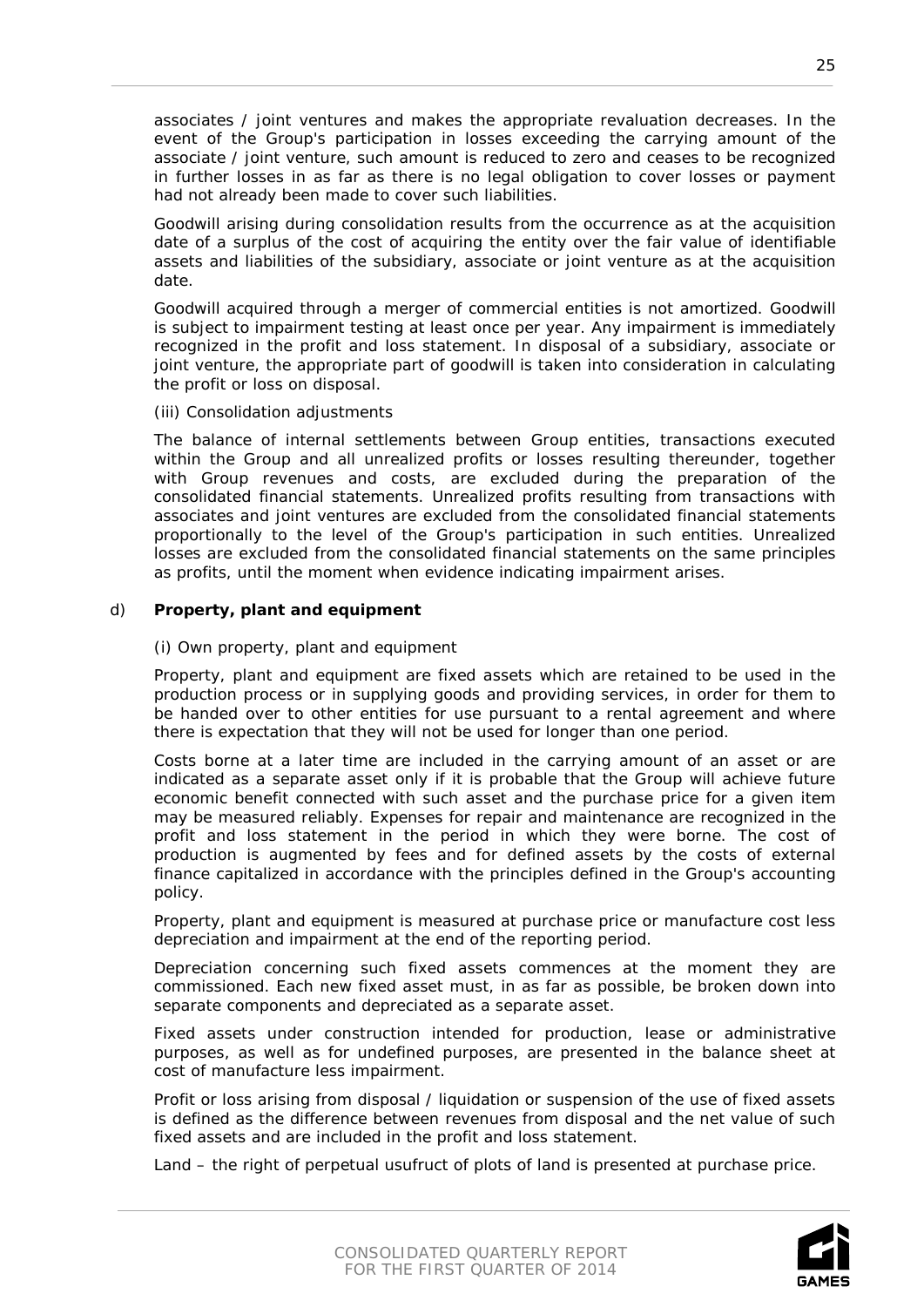associates / joint ventures and makes the appropriate revaluation decreases. In the event of the Group's participation in losses exceeding the carrying amount of the associate / joint venture, such amount is reduced to zero and ceases to be recognized in further losses in as far as there is no legal obligation to cover losses or payment had not already been made to cover such liabilities.

Goodwill arising during consolidation results from the occurrence as at the acquisition date of a surplus of the cost of acquiring the entity over the fair value of identifiable assets and liabilities of the subsidiary, associate or joint venture as at the acquisition date.

Goodwill acquired through a merger of commercial entities is not amortized. Goodwill is subject to impairment testing at least once per year. Any impairment is immediately recognized in the profit and loss statement. In disposal of a subsidiary, associate or joint venture, the appropriate part of goodwill is taken into consideration in calculating the profit or loss on disposal.

(iii) Consolidation adjustments

The balance of internal settlements between Group entities, transactions executed within the Group and all unrealized profits or losses resulting thereunder, together with Group revenues and costs, are excluded during the preparation of the consolidated financial statements. Unrealized profits resulting from transactions with associates and joint ventures are excluded from the consolidated financial statements proportionally to the level of the Group's participation in such entities. Unrealized losses are excluded from the consolidated financial statements on the same principles as profits, until the moment when evidence indicating impairment arises.

d) **Property, plant and equipment**

(i) Own property, plant and equipment

Property, plant and equipment are fixed assets which are retained to be used in the production process or in supplying goods and providing services, in order for them to be handed over to other entities for use pursuant to a rental agreement and where there is expectation that they will not be used for longer than one period.

Costs borne at a later time are included in the carrying amount of an asset or are indicated as a separate asset only if it is probable that the Group will achieve future economic benefit connected with such asset and the purchase price for a given item may be measured reliably. Expenses for repair and maintenance are recognized in the profit and loss statement in the period in which they were borne. The cost of production is augmented by fees and for defined assets by the costs of external finance capitalized in accordance with the principles defined in the Group's accounting policy.

Property, plant and equipment is measured at purchase price or manufacture cost less depreciation and impairment at the end of the reporting period.

Depreciation concerning such fixed assets commences at the moment they are commissioned. Each new fixed asset must, in as far as possible, be broken down into separate components and depreciated as a separate asset.

Fixed assets under construction intended for production, lease or administrative purposes, as well as for undefined purposes, are presented in the balance sheet at cost of manufacture less impairment.

Profit or loss arising from disposal / liquidation or suspension of the use of fixed assets is defined as the difference between revenues from disposal and the net value of such fixed assets and are included in the profit and loss statement.

Land – the right of perpetual usufruct of plots of land is presented at purchase price.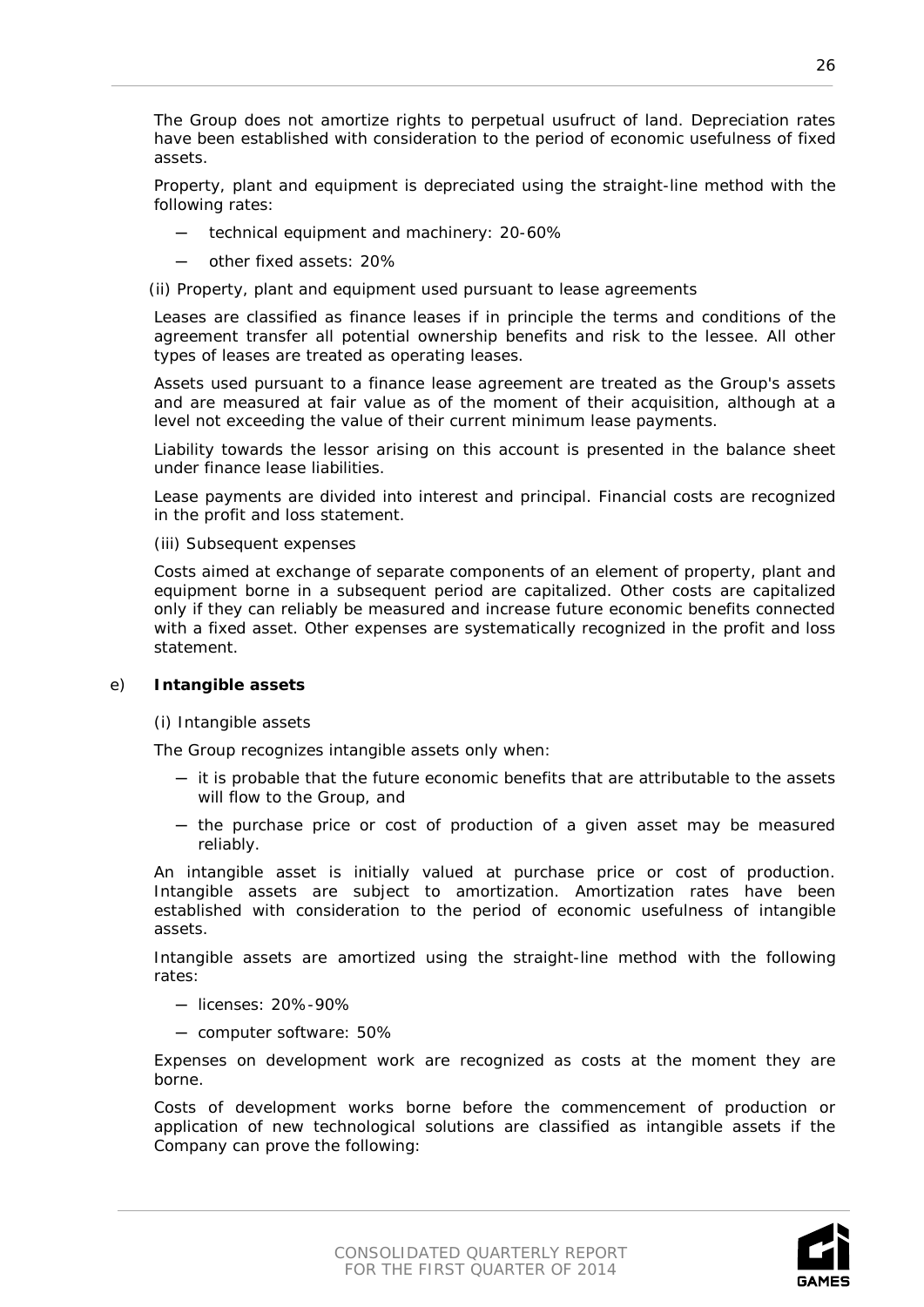The Group does not amortize rights to perpetual usufruct of land. Depreciation rates have been established with consideration to the period of economic usefulness of fixed assets.

Property, plant and equipment is depreciated using the straight-line method with the following rates:

- technical equipment and machinery: 20-60%
- other fixed assets: 20%

(ii) Property, plant and equipment used pursuant to lease agreements

Leases are classified as finance leases if in principle the terms and conditions of the agreement transfer all potential ownership benefits and risk to the lessee. All other types of leases are treated as operating leases.

Assets used pursuant to a finance lease agreement are treated as the Group's assets and are measured at fair value as of the moment of their acquisition, although at a level not exceeding the value of their current minimum lease payments.

Liability towards the lessor arising on this account is presented in the balance sheet under finance lease liabilities.

Lease payments are divided into interest and principal. Financial costs are recognized in the profit and loss statement.

(iii) Subsequent expenses

Costs aimed at exchange of separate components of an element of property, plant and equipment borne in a subsequent period are capitalized. Other costs are capitalized only if they can reliably be measured and increase future economic benefits connected with a fixed asset. Other expenses are systematically recognized in the profit and loss statement.

e) **Intangible assets**

(i) Intangible assets

The Group recognizes intangible assets only when:

- it is probable that the future economic benefits that are attributable to the assets will flow to the Group, and
- the purchase price or cost of production of a given asset may be measured reliably.

An intangible asset is initially valued at purchase price or cost of production. Intangible assets are subject to amortization. Amortization rates have been established with consideration to the period of economic usefulness of intangible assets.

Intangible assets are amortized using the straight-line method with the following rates:

- licenses: 20%-90%
- computer software: 50%

Expenses on development work are recognized as costs at the moment they are borne.

Costs of development works borne before the commencement of production or application of new technological solutions are classified as intangible assets if the Company can prove the following: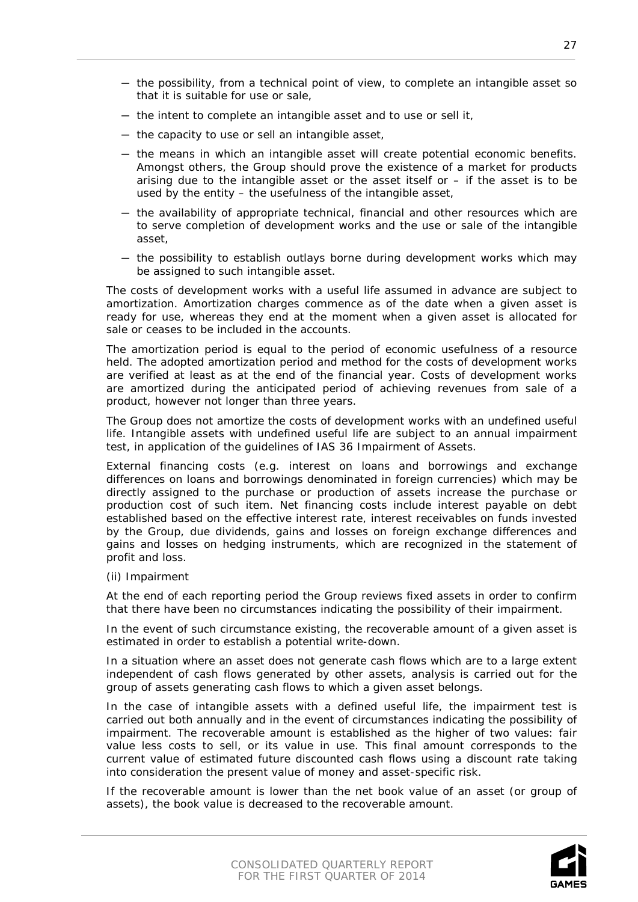- the possibility, from a technical point of view, to complete an intangible asset so that it is suitable for use or sale,
- the intent to complete an intangible asset and to use or sell it,
- the capacity to use or sell an intangible asset,
- the means in which an intangible asset will create potential economic benefits. Amongst others, the Group should prove the existence of a market for products arising due to the intangible asset or the asset itself or – if the asset is to be used by the entity – the usefulness of the intangible asset,
- the availability of appropriate technical, financial and other resources which are to serve completion of development works and the use or sale of the intangible asset,
- the possibility to establish outlays borne during development works which may be assigned to such intangible asset.

The costs of development works with a useful life assumed in advance are subject to amortization. Amortization charges commence as of the date when a given asset is ready for use, whereas they end at the moment when a given asset is allocated for sale or ceases to be included in the accounts.

The amortization period is equal to the period of economic usefulness of a resource held. The adopted amortization period and method for the costs of development works are verified at least as at the end of the financial year. Costs of development works are amortized during the anticipated period of achieving revenues from sale of a product, however not longer than three years.

The Group does not amortize the costs of development works with an undefined useful life. Intangible assets with undefined useful life are subject to an annual impairment test, in application of the guidelines of IAS 36 Impairment of Assets.

External financing costs (e.g. interest on loans and borrowings and exchange differences on loans and borrowings denominated in foreign currencies) which may be directly assigned to the purchase or production of assets increase the purchase or production cost of such item. Net financing costs include interest payable on debt established based on the effective interest rate, interest receivables on funds invested by the Group, due dividends, gains and losses on foreign exchange differences and gains and losses on hedging instruments, which are recognized in the statement of profit and loss.

(ii) Impairment

At the end of each reporting period the Group reviews fixed assets in order to confirm that there have been no circumstances indicating the possibility of their impairment.

In the event of such circumstance existing, the recoverable amount of a given asset is estimated in order to establish a potential write-down.

In a situation where an asset does not generate cash flows which are to a large extent independent of cash flows generated by other assets, analysis is carried out for the group of assets generating cash flows to which a given asset belongs.

In the case of intangible assets with a defined useful life, the impairment test is carried out both annually and in the event of circumstances indicating the possibility of impairment. The recoverable amount is established as the higher of two values: fair value less costs to sell, or its value in use. This final amount corresponds to the current value of estimated future discounted cash flows using a discount rate taking into consideration the present value of money and asset-specific risk.

If the recoverable amount is lower than the net book value of an asset (or group of assets), the book value is decreased to the recoverable amount.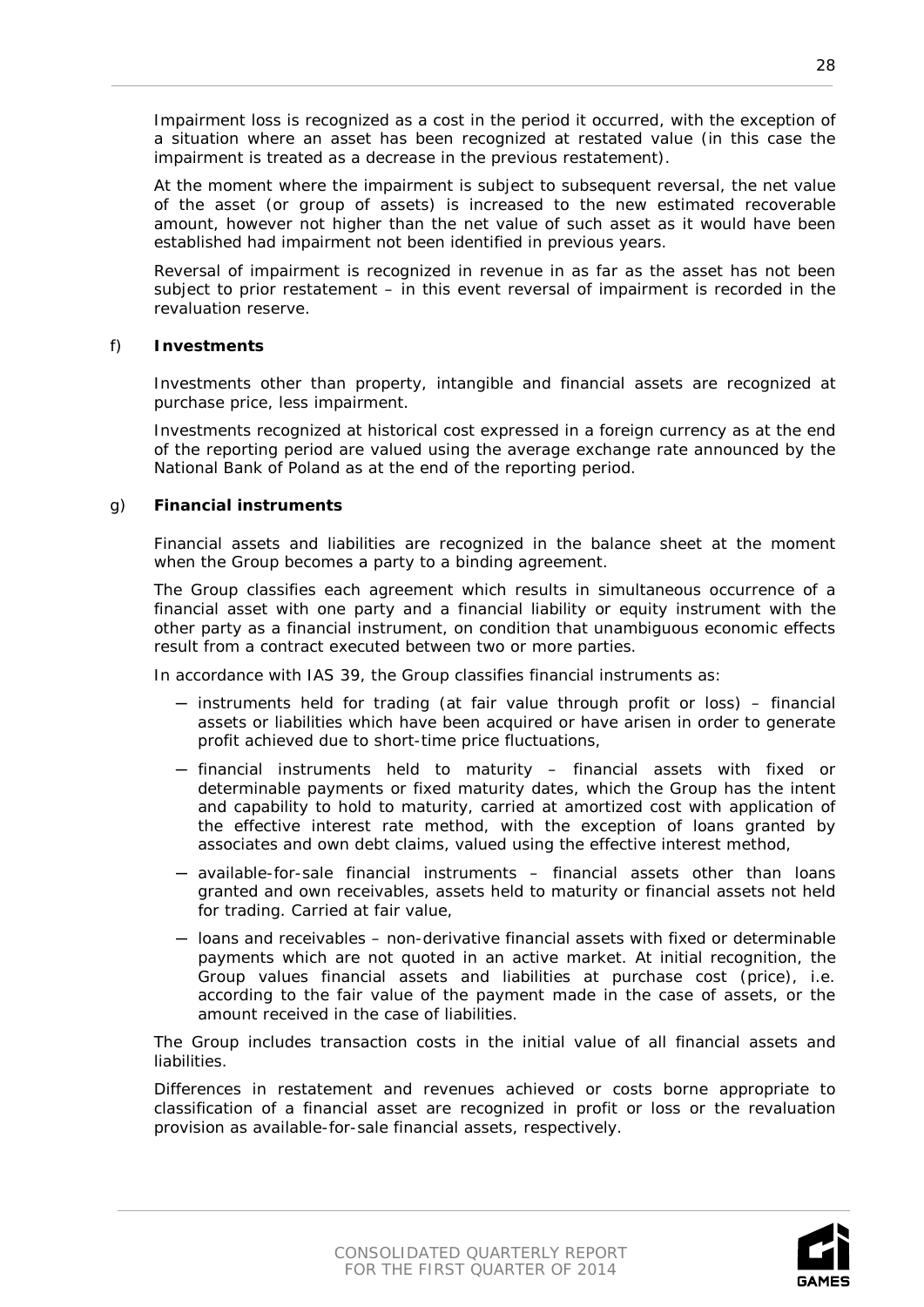Impairment loss is recognized as a cost in the period it occurred, with the exception of a situation where an asset has been recognized at restated value (in this case the impairment is treated as a decrease in the previous restatement).

At the moment where the impairment is subject to subsequent reversal, the net value of the asset (or group of assets) is increased to the new estimated recoverable amount, however not higher than the net value of such asset as it would have been established had impairment not been identified in previous years.

Reversal of impairment is recognized in revenue in as far as the asset has not been subject to prior restatement – in this event reversal of impairment is recorded in the revaluation reserve.

f) **Investments**

Investments other than property, intangible and financial assets are recognized at purchase price, less impairment.

Investments recognized at historical cost expressed in a foreign currency as at the end of the reporting period are valued using the average exchange rate announced by the National Bank of Poland as at the end of the reporting period.

g) **Financial instruments**

Financial assets and liabilities are recognized in the balance sheet at the moment when the Group becomes a party to a binding agreement.

The Group classifies each agreement which results in simultaneous occurrence of a financial asset with one party and a financial liability or equity instrument with the other party as a financial instrument, on condition that unambiguous economic effects result from a contract executed between two or more parties.

In accordance with IAS 39, the Group classifies financial instruments as:

- instruments held for trading (at fair value through profit or loss) – financial assets or liabilities which have been acquired or have arisen in order to generate profit achieved due to short-time price fluctuations,
- financial instruments held to maturity – financial assets with fixed or determinable payments or fixed maturity dates, which the Group has the intent and capability to hold to maturity, carried at amortized cost with application of the effective interest rate method, with the exception of loans granted by associates and own debt claims, valued using the effective interest method,
- available-for-sale financial instruments – financial assets other than loans granted and own receivables, assets held to maturity or financial assets not held for trading. Carried at fair value,
- loans and receivables – non-derivative financial assets with fixed or determinable payments which are not quoted in an active market. At initial recognition, the Group values financial assets and liabilities at purchase cost (price), i.e. according to the fair value of the payment made in the case of assets, or the amount received in the case of liabilities.

The Group includes transaction costs in the initial value of all financial assets and liabilities.

Differences in restatement and revenues achieved or costs borne appropriate to classification of a financial asset are recognized in profit or loss or the revaluation provision as available-for-sale financial assets, respectively.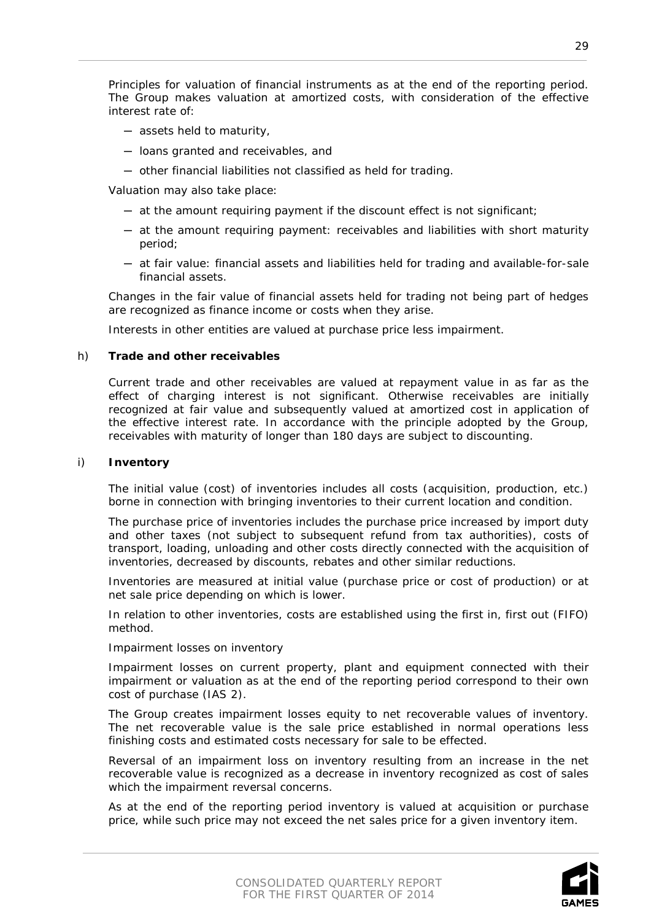Principles for valuation of financial instruments as at the end of the reporting period. The Group makes valuation at amortized costs, with consideration of the effective interest rate of:

- assets held to maturity,
- loans granted and receivables, and
- other financial liabilities not classified as held for trading.

Valuation may also take place:

- at the amount requiring payment if the discount effect is not significant;
- at the amount requiring payment: receivables and liabilities with short maturity period;
- at fair value: financial assets and liabilities held for trading and available-for-sale financial assets.

Changes in the fair value of financial assets held for trading not being part of hedges are recognized as finance income or costs when they arise.

Interests in other entities are valued at purchase price less impairment.

h) **Trade and other receivables**

Current trade and other receivables are valued at repayment value in as far as the effect of charging interest is not significant. Otherwise receivables are initially recognized at fair value and subsequently valued at amortized cost in application of the effective interest rate. In accordance with the principle adopted by the Group, receivables with maturity of longer than 180 days are subject to discounting.

i) **Inventory**

The initial value (cost) of inventories includes all costs (acquisition, production, etc.) borne in connection with bringing inventories to their current location and condition.

The purchase price of inventories includes the purchase price increased by import duty and other taxes (not subject to subsequent refund from tax authorities), costs of transport, loading, unloading and other costs directly connected with the acquisition of inventories, decreased by discounts, rebates and other similar reductions.

Inventories are measured at initial value (purchase price or cost of production) or at net sale price depending on which is lower.

In relation to other inventories, costs are established using the first in, first out (FIFO) method.

Impairment losses on inventory

Impairment losses on current property, plant and equipment connected with their impairment or valuation as at the end of the reporting period correspond to their own cost of purchase (IAS 2).

The Group creates impairment losses equity to net recoverable values of inventory. The net recoverable value is the sale price established in normal operations less finishing costs and estimated costs necessary for sale to be effected.

Reversal of an impairment loss on inventory resulting from an increase in the net recoverable value is recognized as a decrease in inventory recognized as cost of sales which the impairment reversal concerns.

As at the end of the reporting period inventory is valued at acquisition or purchase price, while such price may not exceed the net sales price for a given inventory item.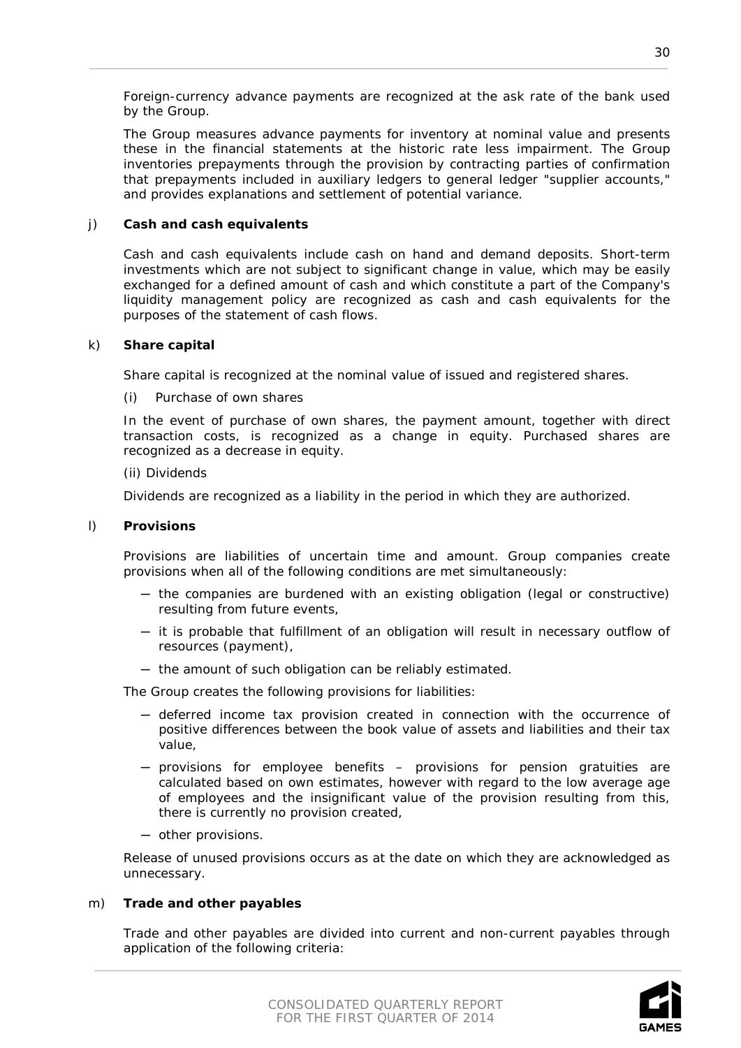Foreign-currency advance payments are recognized at the ask rate of the bank used by the Group.

The Group measures advance payments for inventory at nominal value and presents these in the financial statements at the historic rate less impairment. The Group inventories prepayments through the provision by contracting parties of confirmation that prepayments included in auxiliary ledgers to general ledger "supplier accounts," and provides explanations and settlement of potential variance.

j) **Cash and cash equivalents**

Cash and cash equivalents include cash on hand and demand deposits. Short-term investments which are not subject to significant change in value, which may be easily exchanged for a defined amount of cash and which constitute a part of the Company's liquidity management policy are recognized as cash and cash equivalents for the purposes of the statement of cash flows.

k) **Share capital**

Share capital is recognized at the nominal value of issued and registered shares.

(i) Purchase of own shares

In the event of purchase of own shares, the payment amount, together with direct transaction costs, is recognized as a change in equity. Purchased shares are recognized as a decrease in equity.

(ii) Dividends

Dividends are recognized as a liability in the period in which they are authorized.

l) **Provisions**

Provisions are liabilities of uncertain time and amount. Group companies create provisions when all of the following conditions are met simultaneously:

- the companies are burdened with an existing obligation (legal or constructive) resulting from future events,
- it is probable that fulfillment of an obligation will result in necessary outflow of resources (payment),
- the amount of such obligation can be reliably estimated.

The Group creates the following provisions for liabilities:

- deferred income tax provision created in connection with the occurrence of positive differences between the book value of assets and liabilities and their tax value,
- provisions for employee benefits – provisions for pension gratuities are calculated based on own estimates, however with regard to the low average age of employees and the insignificant value of the provision resulting from this, there is currently no provision created,
- other provisions.

Release of unused provisions occurs as at the date on which they are acknowledged as unnecessary.

m) **Trade and other payables**

Trade and other payables are divided into current and non-current payables through application of the following criteria: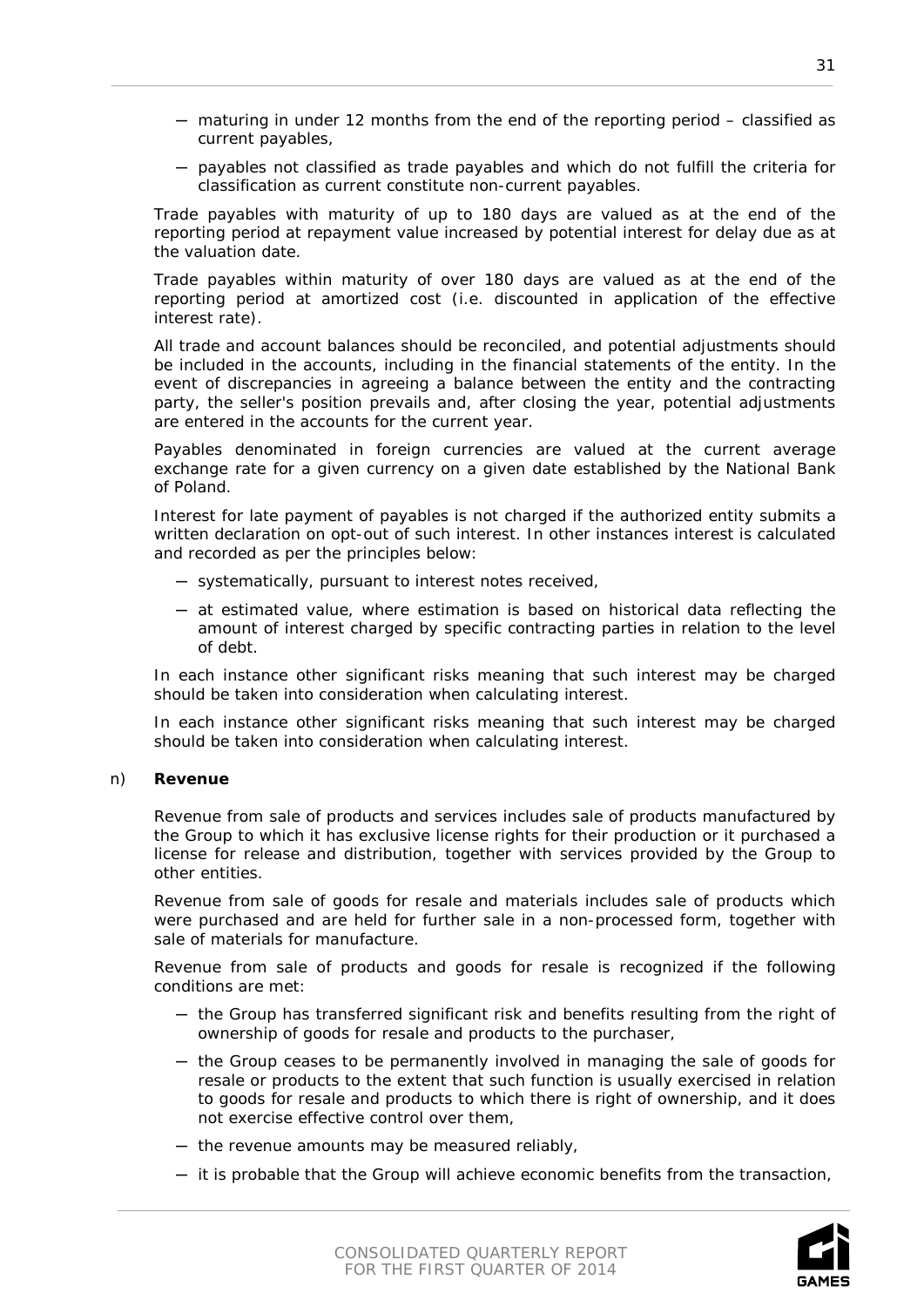- maturing in under 12 months from the end of the reporting period – classified as current payables,
- payables not classified as trade payables and which do not fulfill the criteria for classification as current constitute non-current payables.

Trade payables with maturity of up to 180 days are valued as at the end of the reporting period at repayment value increased by potential interest for delay due as at the valuation date.

Trade payables within maturity of over 180 days are valued as at the end of the reporting period at amortized cost (i.e. discounted in application of the effective interest rate).

All trade and account balances should be reconciled, and potential adjustments should be included in the accounts, including in the financial statements of the entity. In the event of discrepancies in agreeing a balance between the entity and the contracting party, the seller's position prevails and, after closing the year, potential adjustments are entered in the accounts for the current year.

Payables denominated in foreign currencies are valued at the current average exchange rate for a given currency on a given date established by the National Bank of Poland.

Interest for late payment of payables is not charged if the authorized entity submits a written declaration on opt-out of such interest. In other instances interest is calculated and recorded as per the principles below:

- systematically, pursuant to interest notes received,
- at estimated value, where estimation is based on historical data reflecting the amount of interest charged by specific contracting parties in relation to the level of debt.

In each instance other significant risks meaning that such interest may be charged should be taken into consideration when calculating interest.

In each instance other significant risks meaning that such interest may be charged should be taken into consideration when calculating interest.

n) **Revenue**

Revenue from sale of products and services includes sale of products manufactured by the Group to which it has exclusive license rights for their production or it purchased a license for release and distribution, together with services provided by the Group to other entities.

Revenue from sale of goods for resale and materials includes sale of products which were purchased and are held for further sale in a non-processed form, together with sale of materials for manufacture.

Revenue from sale of products and goods for resale is recognized if the following conditions are met:

- the Group has transferred significant risk and benefits resulting from the right of ownership of goods for resale and products to the purchaser,
- the Group ceases to be permanently involved in managing the sale of goods for resale or products to the extent that such function is usually exercised in relation to goods for resale and products to which there is right of ownership, and it does not exercise effective control over them,
- the revenue amounts may be measured reliably,
- it is probable that the Group will achieve economic benefits from the transaction,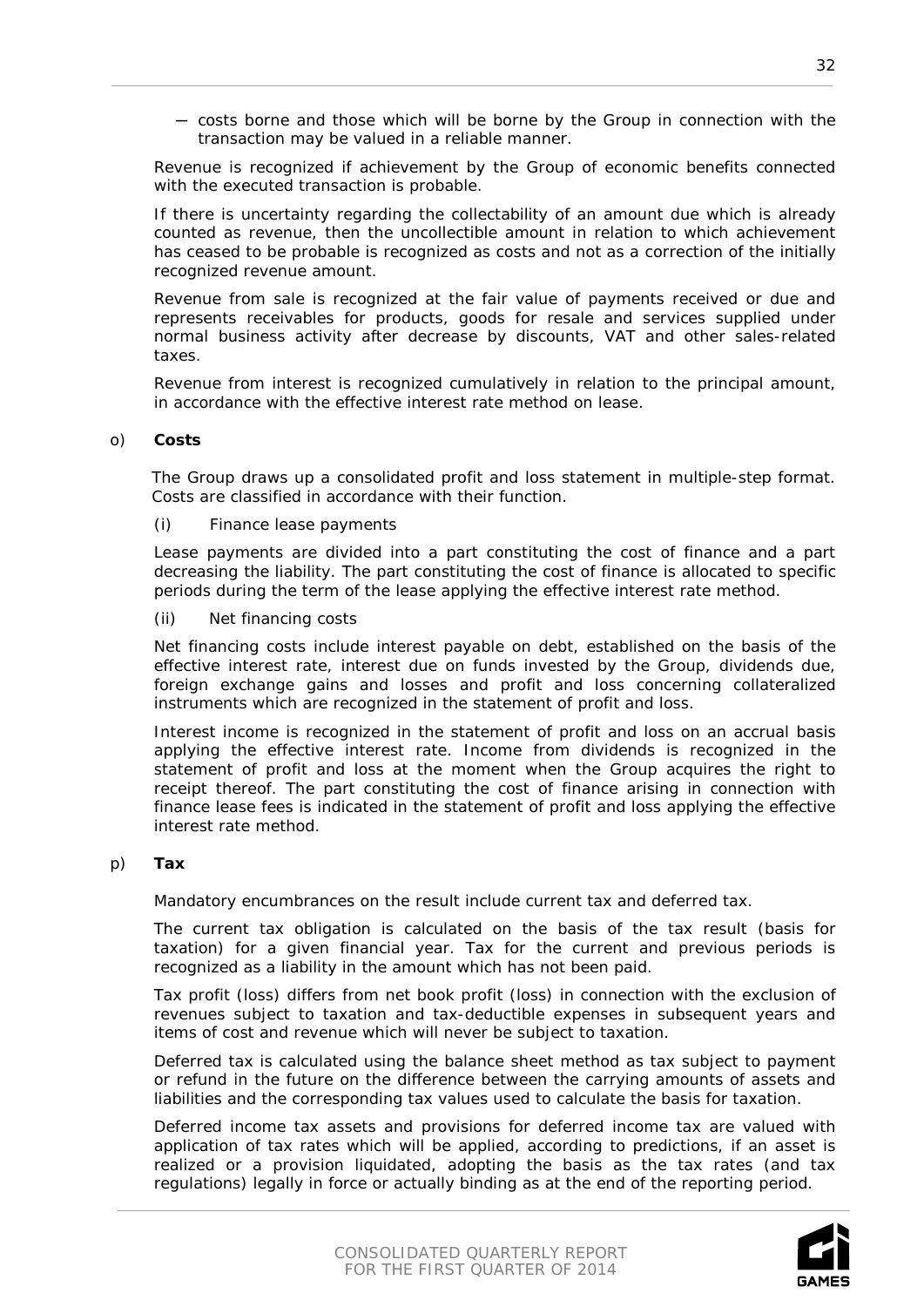- costs borne and those which will be borne by the Group in connection with the transaction may be valued in a reliable manner.

Revenue is recognized if achievement by the Group of economic benefits connected with the executed transaction is probable.

If there is uncertainty regarding the collectability of an amount due which is already counted as revenue, then the uncollectible amount in relation to which achievement has ceased to be probable is recognized as costs and not as a correction of the initially recognized revenue amount.

Revenue from sale is recognized at the fair value of payments received or due and represents receivables for products, goods for resale and services supplied under normal business activity after decrease by discounts, VAT and other sales-related taxes.

Revenue from interest is recognized cumulatively in relation to the principal amount, in accordance with the effective interest rate method on lease.

o) **Costs**

The Group draws up a consolidated profit and loss statement in multiple-step format. Costs are classified in accordance with their function.

(i) Finance lease payments

Lease payments are divided into a part constituting the cost of finance and a part decreasing the liability. The part constituting the cost of finance is allocated to specific periods during the term of the lease applying the effective interest rate method.

(ii) Net financing costs

Net financing costs include interest payable on debt, established on the basis of the effective interest rate, interest due on funds invested by the Group, dividends due, foreign exchange gains and losses and profit and loss concerning collateralized instruments which are recognized in the statement of profit and loss.

Interest income is recognized in the statement of profit and loss on an accrual basis applying the effective interest rate. Income from dividends is recognized in the statement of profit and loss at the moment when the Group acquires the right to receipt thereof. The part constituting the cost of finance arising in connection with finance lease fees is indicated in the statement of profit and loss applying the effective interest rate method.

p) **Tax**

Mandatory encumbrances on the result include current tax and deferred tax.

The current tax obligation is calculated on the basis of the tax result (basis for taxation) for a given financial year. Tax for the current and previous periods is recognized as a liability in the amount which has not been paid.

Tax profit (loss) differs from net book profit (loss) in connection with the exclusion of revenues subject to taxation and tax-deductible expenses in subsequent years and items of cost and revenue which will never be subject to taxation.

Deferred tax is calculated using the balance sheet method as tax subject to payment or refund in the future on the difference between the carrying amounts of assets and liabilities and the corresponding tax values used to calculate the basis for taxation.

Deferred income tax assets and provisions for deferred income tax are valued with application of tax rates which will be applied, according to predictions, if an asset is realized or a provision liquidated, adopting the basis as the tax rates (and tax regulations) legally in force or actually binding as at the end of the reporting period.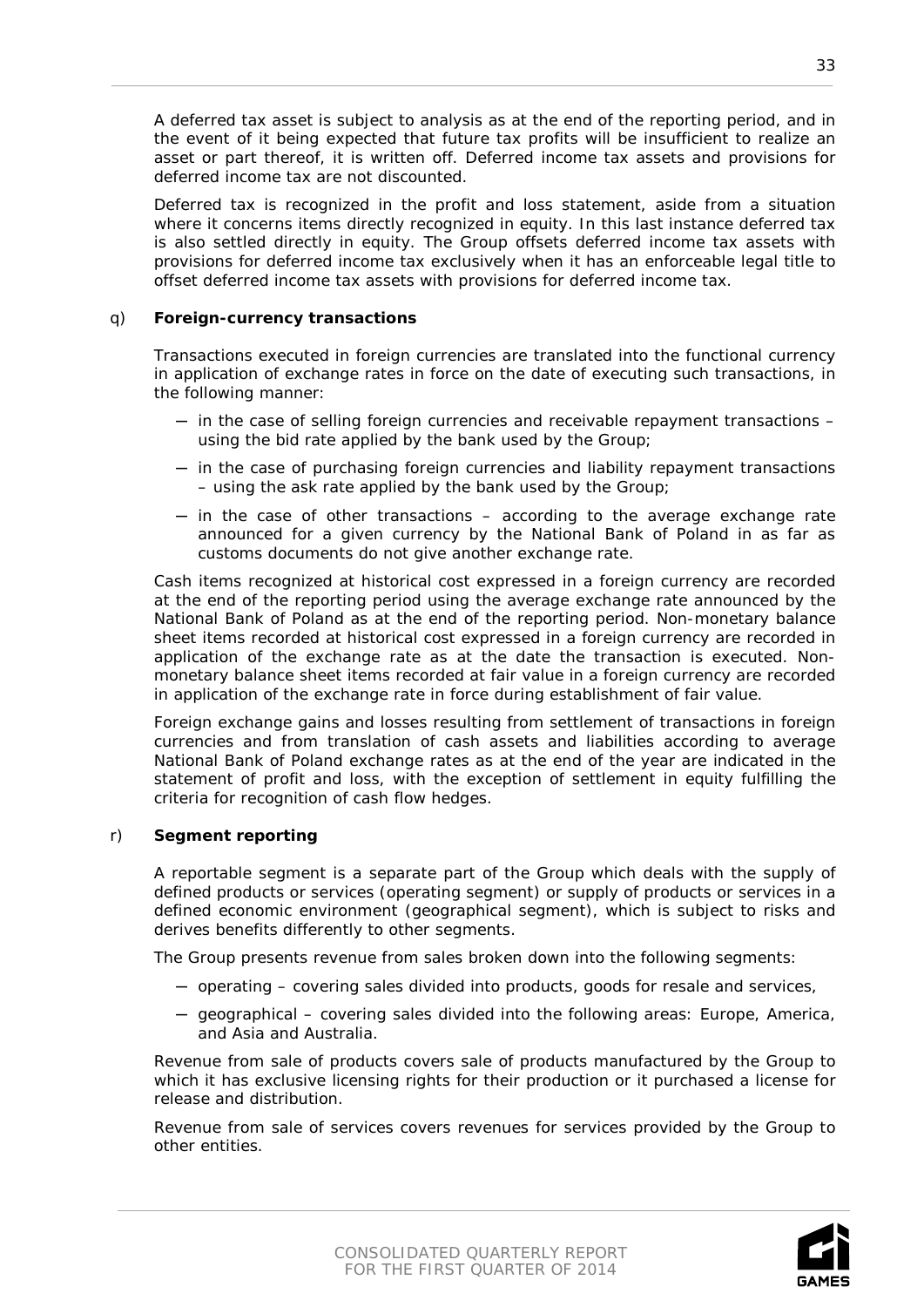A deferred tax asset is subject to analysis as at the end of the reporting period, and in the event of it being expected that future tax profits will be insufficient to realize an asset or part thereof, it is written off. Deferred income tax assets and provisions for deferred income tax are not discounted.

Deferred tax is recognized in the profit and loss statement, aside from a situation where it concerns items directly recognized in equity. In this last instance deferred tax is also settled directly in equity. The Group offsets deferred income tax assets with provisions for deferred income tax exclusively when it has an enforceable legal title to offset deferred income tax assets with provisions for deferred income tax.

q) **Foreign-currency transactions**

Transactions executed in foreign currencies are translated into the functional currency in application of exchange rates in force on the date of executing such transactions, in the following manner:

- in the case of selling foreign currencies and receivable repayment transactions – using the bid rate applied by the bank used by the Group;
- in the case of purchasing foreign currencies and liability repayment transactions – using the ask rate applied by the bank used by the Group;
- in the case of other transactions – according to the average exchange rate announced for a given currency by the National Bank of Poland in as far as customs documents do not give another exchange rate.

Cash items recognized at historical cost expressed in a foreign currency are recorded at the end of the reporting period using the average exchange rate announced by the National Bank of Poland as at the end of the reporting period. Non-monetary balance sheet items recorded at historical cost expressed in a foreign currency are recorded in application of the exchange rate as at the date the transaction is executed. Non-monetary balance sheet items recorded at fair value in a foreign currency are recorded in application of the exchange rate in force during establishment of fair value.

Foreign exchange gains and losses resulting from settlement of transactions in foreign currencies and from translation of cash assets and liabilities according to average National Bank of Poland exchange rates as at the end of the year are indicated in the statement of profit and loss, with the exception of settlement in equity fulfilling the criteria for recognition of cash flow hedges.

r) **Segment reporting**

A reportable segment is a separate part of the Group which deals with the supply of defined products or services (operating segment) or supply of products or services in a defined economic environment (geographical segment), which is subject to risks and derives benefits differently to other segments.

The Group presents revenue from sales broken down into the following segments:

- operating – covering sales divided into products, goods for resale and services,
- geographical – covering sales divided into the following areas: Europe, America, and Asia and Australia.

Revenue from sale of products covers sale of products manufactured by the Group to which it has exclusive licensing rights for their production or it purchased a license for release and distribution.

Revenue from sale of services covers revenues for services provided by the Group to other entities.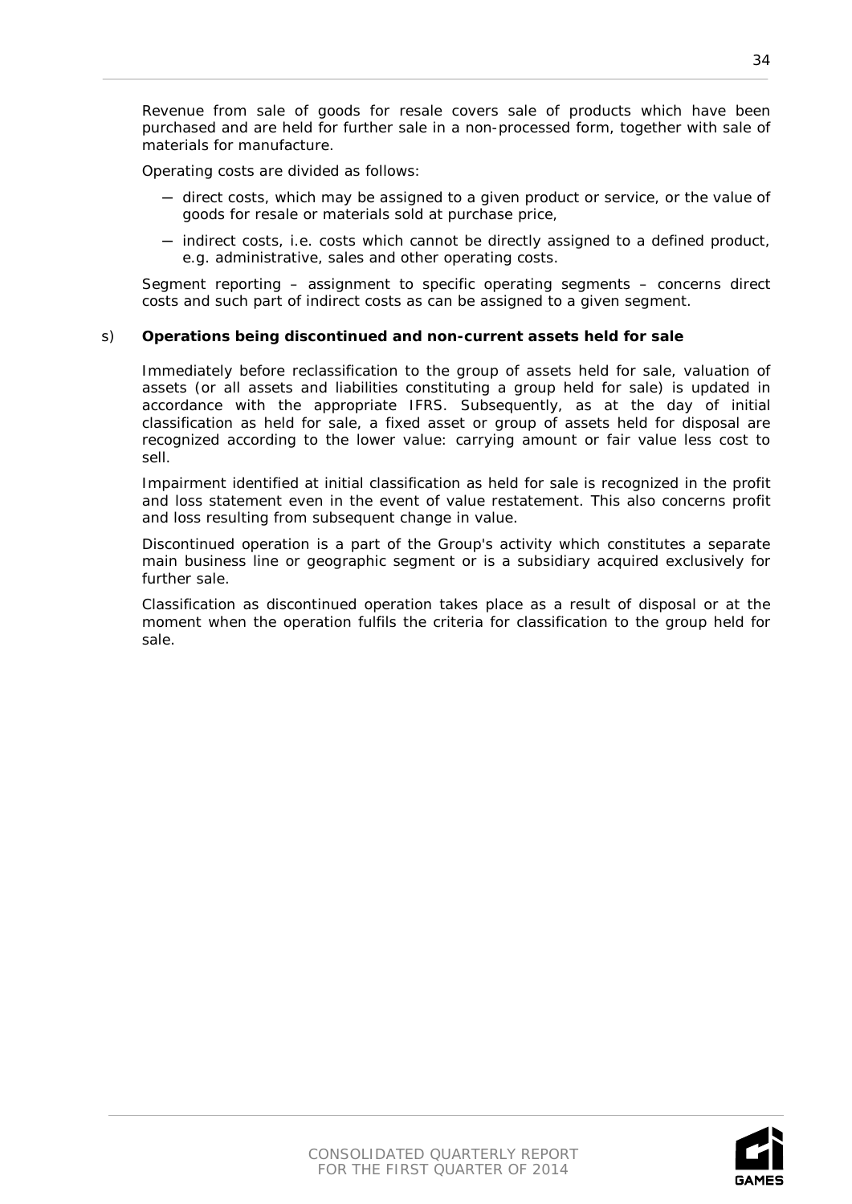Revenue from sale of goods for resale covers sale of products which have been purchased and are held for further sale in a non-processed form, together with sale of materials for manufacture.

Operating costs are divided as follows:

- direct costs, which may be assigned to a given product or service, or the value of goods for resale or materials sold at purchase price,
- indirect costs, i.e. costs which cannot be directly assigned to a defined product, e.g. administrative, sales and other operating costs.

Segment reporting – assignment to specific operating segments – concerns direct costs and such part of indirect costs as can be assigned to a given segment.

s) **Operations being discontinued and non-current assets held for sale**

Immediately before reclassification to the group of assets held for sale, valuation of assets (or all assets and liabilities constituting a group held for sale) is updated in accordance with the appropriate IFRS. Subsequently, as at the day of initial classification as held for sale, a fixed asset or group of assets held for disposal are recognized according to the lower value: carrying amount or fair value less cost to sell.

Impairment identified at initial classification as held for sale is recognized in the profit and loss statement even in the event of value restatement. This also concerns profit and loss resulting from subsequent change in value.

Discontinued operation is a part of the Group's activity which constitutes a separate main business line or geographic segment or is a subsidiary acquired exclusively for further sale.

Classification as discontinued operation takes place as a result of disposal or at the moment when the operation fulfils the criteria for classification to the group held for sale.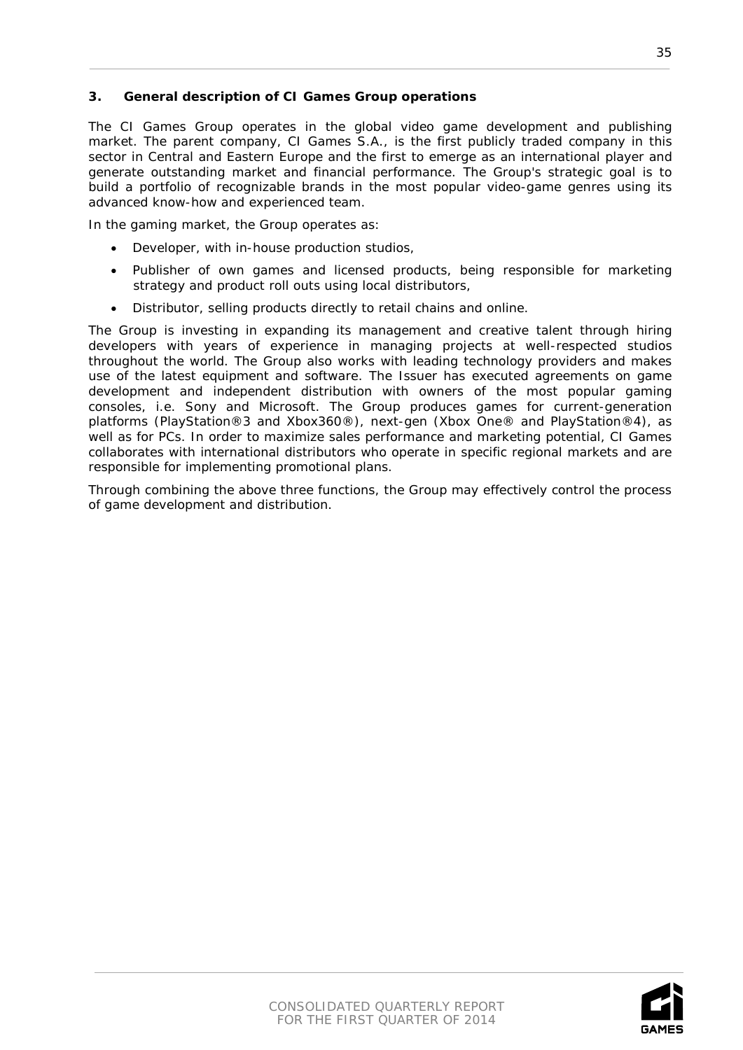### 3. General description of CI Games Group operations

The CI Games Group operates in the global video game development and publishing market. The parent company, CI Games S.A., is the first publicly traded company in this sector in Central and Eastern Europe and the first to emerge as an international player and generate outstanding market and financial performance. The Group's strategic goal is to build a portfolio of recognizable brands in the most popular video-game genres using its advanced know-how and experienced team.

In the gaming market, the Group operates as:

- Developer, with in-house production studios,
- Publisher of own games and licensed products, being responsible for marketing strategy and product roll outs using local distributors,
- Distributor, selling products directly to retail chains and online.

The Group is investing in expanding its management and creative talent through hiring developers with years of experience in managing projects at well-respected studios throughout the world. The Group also works with leading technology providers and makes use of the latest equipment and software. The Issuer has executed agreements on game development and independent distribution with owners of the most popular gaming consoles, i.e. Sony and Microsoft. The Group produces games for current-generation platforms (PlayStation®3 and Xbox360®), next-gen (Xbox One® and PlayStation®4), as well as for PCs. In order to maximize sales performance and marketing potential, CI Games collaborates with international distributors who operate in specific regional markets and are responsible for implementing promotional plans.

Through combining the above three functions, the Group may effectively control the process of game development and distribution.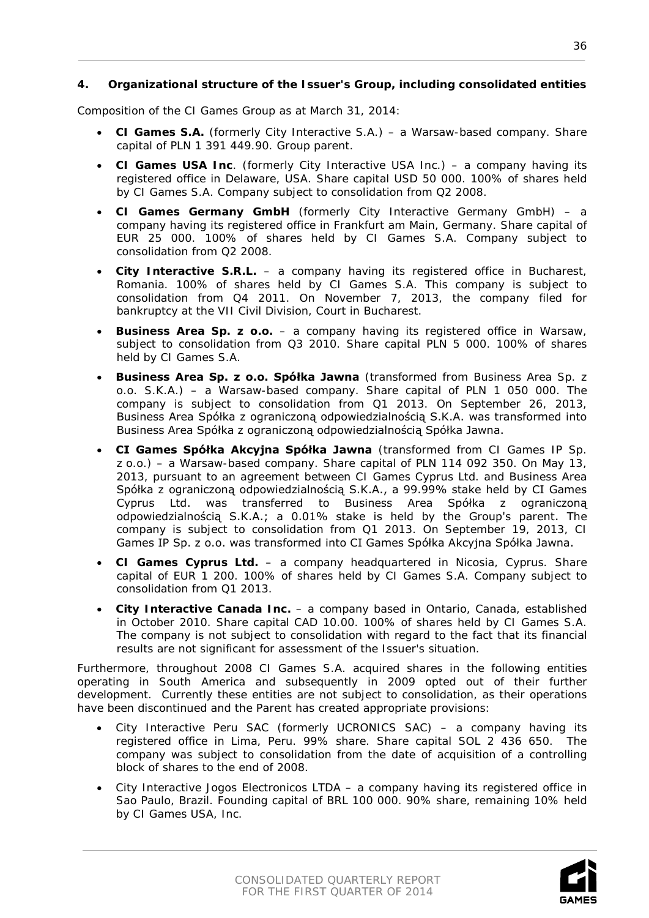## 4. Organizational structure of the Issuer's Group, including consolidated entities

*Composition of the CI Games Group as at March 31, 2014:*

- ***CI Games S.A.** (formerly City Interactive S.A.) – a Warsaw-based company. Share capital of PLN 1 391 449.90. Group parent.*
- ***CI Games USA Inc**. (formerly City Interactive USA Inc.) – a company having its registered office in Delaware, USA. Share capital USD 50 000. 100% of shares held by CI Games S.A. Company subject to consolidation from Q2 2008.*
- ***CI Games Germany GmbH** (formerly City Interactive Germany GmbH) – a company having its registered office in Frankfurt am Main, Germany. Share capital of EUR 25 000. 100% of shares held by CI Games S.A. Company subject to consolidation from Q2 2008.*
- ***City Interactive S.R.L.** – a company having its registered office in Bucharest, Romania. 100% of shares held by CI Games S.A. This company is subject to consolidation from Q4 2011. On November 7, 2013, the company filed for bankruptcy at the VII Civil Division, Court in Bucharest.*
- ***Business Area Sp. z o.o.** – a company having its registered office in Warsaw, subject to consolidation from Q3 2010. Share capital PLN 5 000. 100% of shares held by CI Games S.A.*
- ***Business Area Sp. z o.o. Spółka Jawna** (transformed from Business Area Sp. z o.o. S.K.A.) – a Warsaw-based company. Share capital of PLN 1 050 000. The company is subject to consolidation from Q1 2013. On September 26, 2013, Business Area Spółka z ograniczoną odpowiedzialnością S.K.A. was transformed into Business Area Spółka z ograniczoną odpowiedzialnością Spółka Jawna.*
- ***CI Games Spółka Akcyjna Spółka Jawna** (transformed from CI Games IP Sp. z o.o.) – a Warsaw-based company. Share capital of PLN 114 092 350. On May 13, 2013, pursuant to an agreement between CI Games Cyprus Ltd. and Business Area Spółka z ograniczoną odpowiedzialnością S.K.A., a 99.99% stake held by CI Games Cyprus Ltd. was transferred to Business Area Spółka z ograniczoną odpowiedzialnością S.K.A.; a 0.01% stake is held by the Group's parent. The company is subject to consolidation from Q1 2013. On September 19, 2013, CI Games IP Sp. z o.o. was transformed into CI Games Spółka Akcyjna Spółka Jawna.*
- ***CI Games Cyprus Ltd.** – a company headquartered in Nicosia, Cyprus. Share capital of EUR 1 200. 100% of shares held by CI Games S.A. Company subject to consolidation from Q1 2013.*
- ***City Interactive Canada Inc.** – a company based in Ontario, Canada, established in October 2010. Share capital CAD 10.00. 100% of shares held by CI Games S.A. The company is not subject to consolidation with regard to the fact that its financial results are not significant for assessment of the Issuer's situation.*

Furthermore, throughout 2008 CI Games S.A. acquired shares in the following entities operating in South America and subsequently in 2009 opted out of their further development. Currently these entities are not subject to consolidation, as their operations have been discontinued and the Parent has created appropriate provisions:

- City Interactive Peru SAC (formerly UCRONICS SAC) – a company having its registered office in Lima, Peru. 99% share. Share capital SOL 2 436 650. The company was subject to consolidation from the date of acquisition of a controlling block of shares to the end of 2008.
- City Interactive Jogos Electronicos LTDA – a company having its registered office in Sao Paulo, Brazil. Founding capital of BRL 100 000. 90% share, remaining 10% held by CI Games USA, Inc.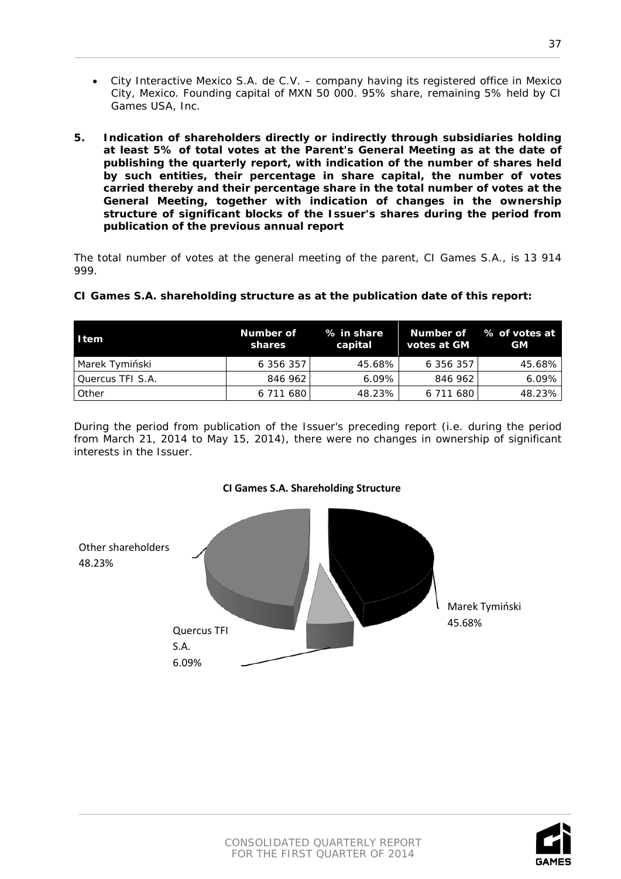- City Interactive Mexico S.A. de C.V. – company having its registered office in Mexico City, Mexico. Founding capital of MXN 50 000. 95% share, remaining 5% held by CI Games USA, Inc.

**5. Indication of shareholders directly or indirectly through subsidiaries holding at least 5% of total votes at the Parent's General Meeting as at the date of publishing the quarterly report, with indication of the number of shares held by such entities, their percentage in share capital, the number of votes carried thereby and their percentage share in the total number of votes at the General Meeting, together with indication of changes in the ownership structure of significant blocks of the Issuer's shares during the period from publication of the previous annual report**

The total number of votes at the general meeting of the parent, CI Games S.A., is 13 914 999.

**CI Games S.A. shareholding structure as at the publication date of this report:**

| Item | Number of shares | % in share capital | Number of votes at GM | % of votes at GM |
|---|---|---|---|---|
| Marek Tymiński | 6 356 357 | 45.68% | 6 356 357 | 45.68% |
| Quercus TFI S.A. | 846 962 | 6.09% | 846 962 | 6.09% |
| Other | 6 711 680 | 48.23% | 6 711 680 | 48.23% |

During the period from publication of the Issuer's preceding report (i.e. during the period from March 21, 2014 to May 15, 2014), there were no changes in ownership of significant interests in the Issuer.

**CI Games S.A. Shareholding Structure**

Other shareholders 48.23%

Marek Tymiński 45.68%

Quercus TFI S.A. 6.09%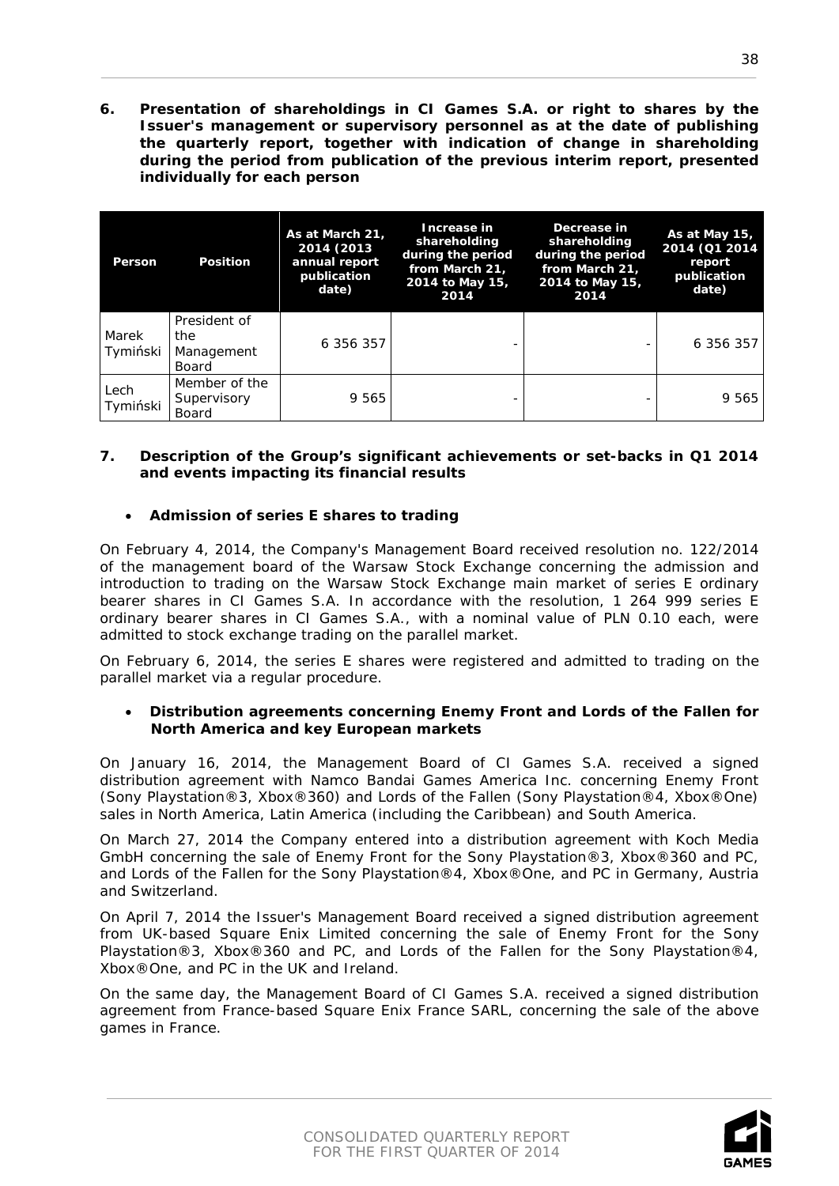**6. Presentation of shareholdings in CI Games S.A. or right to shares by the Issuer's management or supervisory personnel as at the date of publishing the quarterly report, together with indication of change in shareholding during the period from publication of the previous interim report, presented individually for each person**

| Person | Position | As at March 21, 2014 (2013 annual report publication date) | Increase in shareholding during the period from March 21, 2014 to May 15, 2014 | Decrease in shareholding during the period from March 21, 2014 to May 15, 2014 | As at May 15, 2014 (Q1 2014 report publication date) |
|---|---|---|---|---|---|
| Marek Tymiński | President of the Management Board | 6 356 357 | - | - | 6 356 357 |
| Lech Tymiński | Member of the Supervisory Board | 9 565 | - | - | 9 565 |

**7. Description of the Group's significant achievements or set-backs in Q1 2014 and events impacting its financial results**

- **Admission of series E shares to trading**

On February 4, 2014, the Company's Management Board received resolution no. 122/2014 of the management board of the Warsaw Stock Exchange concerning the admission and introduction to trading on the Warsaw Stock Exchange main market of series E ordinary bearer shares in CI Games S.A. In accordance with the resolution, 1 264 999 series E ordinary bearer shares in CI Games S.A., with a nominal value of PLN 0.10 each, were admitted to stock exchange trading on the parallel market.

On February 6, 2014, the series E shares were registered and admitted to trading on the parallel market via a regular procedure.

- **Distribution agreements concerning Enemy Front and Lords of the Fallen for North America and key European markets**

On January 16, 2014, the Management Board of CI Games S.A. received a signed distribution agreement with Namco Bandai Games America Inc. concerning Enemy Front (Sony Playstation®3, Xbox®360) and Lords of the Fallen (Sony Playstation®4, Xbox®One) sales in North America, Latin America (including the Caribbean) and South America.

On March 27, 2014 the Company entered into a distribution agreement with Koch Media GmbH concerning the sale of Enemy Front for the Sony Playstation®3, Xbox®360 and PC, and Lords of the Fallen for the Sony Playstation®4, Xbox®One, and PC in Germany, Austria and Switzerland.

On April 7, 2014 the Issuer's Management Board received a signed distribution agreement from UK-based Square Enix Limited concerning the sale of Enemy Front for the Sony Playstation®3, Xbox®360 and PC, and Lords of the Fallen for the Sony Playstation®4, Xbox®One, and PC in the UK and Ireland.

On the same day, the Management Board of CI Games S.A. received a signed distribution agreement from France-based Square Enix France SARL, concerning the sale of the above games in France.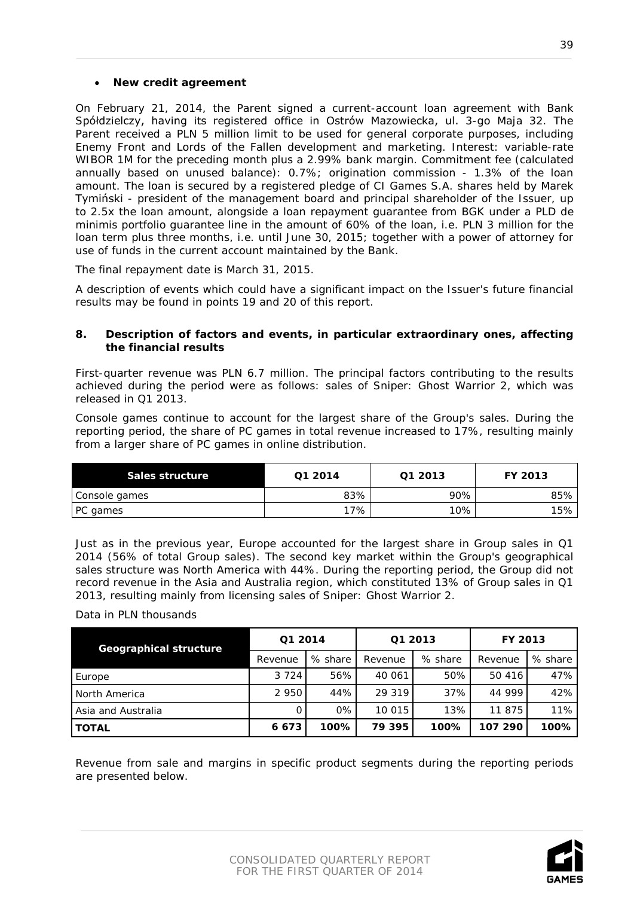- **New credit agreement**

On February 21, 2014, the Parent signed a current-account loan agreement with Bank Spółdzielczy, having its registered office in Ostrów Mazowiecka, ul. 3-go Maja 32. The Parent received a PLN 5 million limit to be used for general corporate purposes, including Enemy Front and Lords of the Fallen development and marketing. Interest: variable-rate WIBOR 1M for the preceding month plus a 2.99% bank margin. Commitment fee (calculated annually based on unused balance): 0.7%; origination commission - 1.3% of the loan amount. The loan is secured by a registered pledge of CI Games S.A. shares held by Marek Tymiński - president of the management board and principal shareholder of the Issuer, up to 2.5x the loan amount, alongside a loan repayment guarantee from BGK under a PLD de minimis portfolio guarantee line in the amount of 60% of the loan, i.e. PLN 3 million for the loan term plus three months, i.e. until June 30, 2015; together with a power of attorney for use of funds in the current account maintained by the Bank.

The final repayment date is March 31, 2015.

A description of events which could have a significant impact on the Issuer's future financial results may be found in points 19 and 20 of this report.

## 8. Description of factors and events, in particular extraordinary ones, affecting the financial results

First-quarter revenue was PLN 6.7 million. The principal factors contributing to the results achieved during the period were as follows: sales of Sniper: Ghost Warrior 2, which was released in Q1 2013.

Console games continue to account for the largest share of the Group's sales. During the reporting period, the share of PC games in total revenue increased to 17%, resulting mainly from a larger share of PC games in online distribution.

| Sales structure | Q1 2014 | Q1 2013 | FY 2013 |
|---|---|---|---|
| Console games | 83% | 90% | 85% |
| PC games | 17% | 10% | 15% |

Just as in the previous year, Europe accounted for the largest share in Group sales in Q1 2014 (56% of total Group sales). The second key market within the Group's geographical sales structure was North America with 44%. During the reporting period, the Group did not record revenue in the Asia and Australia region, which constituted 13% of Group sales in Q1 2013, resulting mainly from licensing sales of Sniper: Ghost Warrior 2.

Data in PLN thousands

| Geographical structure | Q1 2014 | | Q1 2013 | | FY 2013 | |
|---|---|---|---|---|---|---|
| | Revenue | % share | Revenue | % share | Revenue | % share |
| Europe | 3 724 | 56% | 40 061 | 50% | 50 416 | 47% |
| North America | 2 950 | 44% | 29 319 | 37% | 44 999 | 42% |
| Asia and Australia | 0 | 0% | 10 015 | 13% | 11 875 | 11% |
| **TOTAL** | **6 673** | **100%** | **79 395** | **100%** | **107 290** | **100%** |

Revenue from sale and margins in specific product segments during the reporting periods are presented below.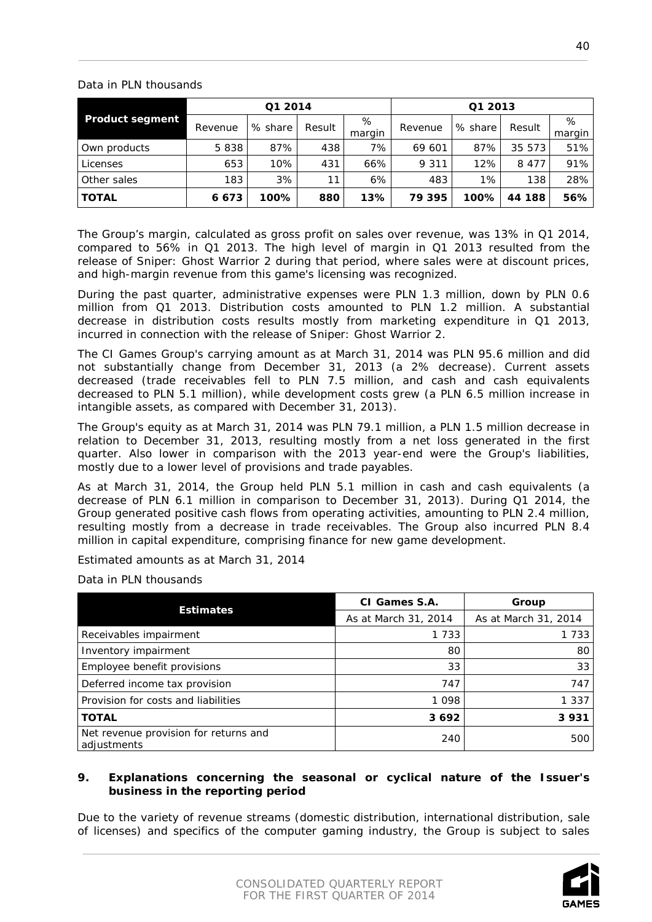Data in PLN thousands

| Product segment | Q1 2014 | | | | Q1 2013 | | | |
|---|---|---|---|---|---|---|---|---|
| | Revenue | % share | Result | % margin | Revenue | % share | Result | % margin |
| Own products | 5 838 | 87% | 438 | 7% | 69 601 | 87% | 35 573 | 51% |
| Licenses | 653 | 10% | 431 | 66% | 9 311 | 12% | 8 477 | 91% |
| Other sales | 183 | 3% | 11 | 6% | 483 | 1% | 138 | 28% |
| **TOTAL** | **6 673** | **100%** | **880** | **13%** | **79 395** | **100%** | **44 188** | **56%** |

The Group's margin, calculated as gross profit on sales over revenue, was 13% in Q1 2014, compared to 56% in Q1 2013. The high level of margin in Q1 2013 resulted from the release of Sniper: Ghost Warrior 2 during that period, where sales were at discount prices, and high-margin revenue from this game's licensing was recognized.

During the past quarter, administrative expenses were PLN 1.3 million, down by PLN 0.6 million from Q1 2013. Distribution costs amounted to PLN 1.2 million. A substantial decrease in distribution costs results mostly from marketing expenditure in Q1 2013, incurred in connection with the release of Sniper: Ghost Warrior 2.

The CI Games Group's carrying amount as at March 31, 2014 was PLN 95.6 million and did not substantially change from December 31, 2013 (a 2% decrease). Current assets decreased (trade receivables fell to PLN 7.5 million, and cash and cash equivalents decreased to PLN 5.1 million), while development costs grew (a PLN 6.5 million increase in intangible assets, as compared with December 31, 2013).

The Group's equity as at March 31, 2014 was PLN 79.1 million, a PLN 1.5 million decrease in relation to December 31, 2013, resulting mostly from a net loss generated in the first quarter. Also lower in comparison with the 2013 year-end were the Group's liabilities, mostly due to a lower level of provisions and trade payables.

As at March 31, 2014, the Group held PLN 5.1 million in cash and cash equivalents (a decrease of PLN 6.1 million in comparison to December 31, 2013). During Q1 2014, the Group generated positive cash flows from operating activities, amounting to PLN 2.4 million, resulting mostly from a decrease in trade receivables. The Group also incurred PLN 8.4 million in capital expenditure, comprising finance for new game development.

Estimated amounts as at March 31, 2014

Data in PLN thousands

| Estimates | CI Games S.A. | Group |
|---|---|---|
| | As at March 31, 2014 | As at March 31, 2014 |
| Receivables impairment | 1 733 | 1 733 |
| Inventory impairment | 80 | 80 |
| Employee benefit provisions | 33 | 33 |
| Deferred income tax provision | 747 | 747 |
| Provision for costs and liabilities | 1 098 | 1 337 |
| **TOTAL** | **3 692** | **3 931** |
| Net revenue provision for returns and adjustments | 240 | 500 |

## 9. Explanations concerning the seasonal or cyclical nature of the Issuer's business in the reporting period

Due to the variety of revenue streams (domestic distribution, international distribution, sale of licenses) and specifics of the computer gaming industry, the Group is subject to sales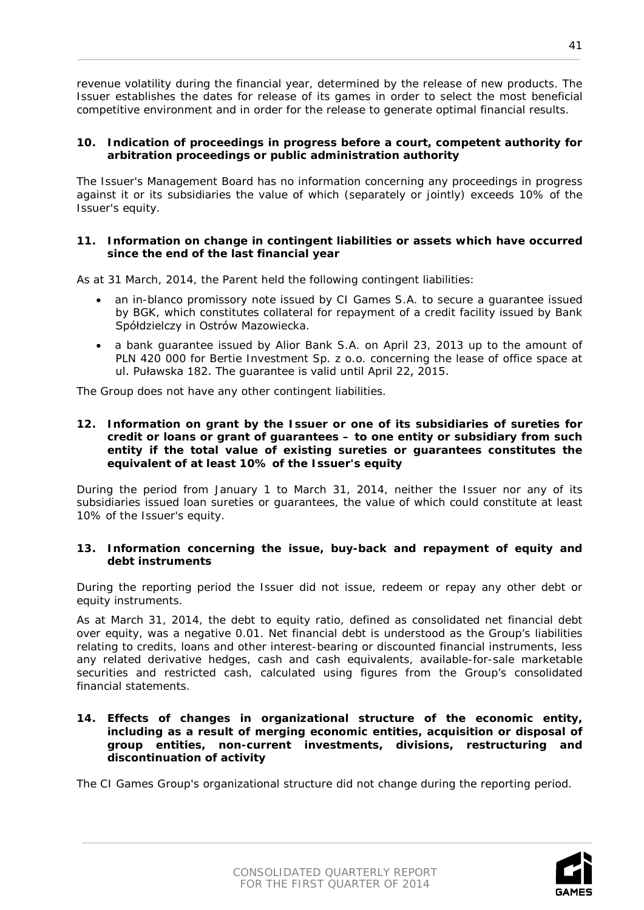revenue volatility during the financial year, determined by the release of new products. The Issuer establishes the dates for release of its games in order to select the most beneficial competitive environment and in order for the release to generate optimal financial results.

## 10. Indication of proceedings in progress before a court, competent authority for arbitration proceedings or public administration authority

The Issuer's Management Board has no information concerning any proceedings in progress against it or its subsidiaries the value of which (separately or jointly) exceeds 10% of the Issuer's equity.

## 11. Information on change in contingent liabilities or assets which have occurred since the end of the last financial year

As at 31 March, 2014, the Parent held the following contingent liabilities:

- an in-blanco promissory note issued by CI Games S.A. to secure a guarantee issued by BGK, which constitutes collateral for repayment of a credit facility issued by Bank Spółdzielczy in Ostrów Mazowiecka.
- a bank guarantee issued by Alior Bank S.A. on April 23, 2013 up to the amount of PLN 420 000 for Bertie Investment Sp. z o.o. concerning the lease of office space at ul. Puławska 182. The guarantee is valid until April 22, 2015.

The Group does not have any other contingent liabilities.

## 12. Information on grant by the Issuer or one of its subsidiaries of sureties for credit or loans or grant of guarantees – to one entity or subsidiary from such entity if the total value of existing sureties or guarantees constitutes the equivalent of at least 10% of the Issuer's equity

During the period from January 1 to March 31, 2014, neither the Issuer nor any of its subsidiaries issued loan sureties or guarantees, the value of which could constitute at least 10% of the Issuer's equity.

## 13. Information concerning the issue, buy-back and repayment of equity and debt instruments

During the reporting period the Issuer did not issue, redeem or repay any other debt or equity instruments.

As at March 31, 2014, the debt to equity ratio, defined as consolidated net financial debt over equity, was a negative 0.01. Net financial debt is understood as the Group's liabilities relating to credits, loans and other interest-bearing or discounted financial instruments, less any related derivative hedges, cash and cash equivalents, available-for-sale marketable securities and restricted cash, calculated using figures from the Group's consolidated financial statements.

## 14. Effects of changes in organizational structure of the economic entity, including as a result of merging economic entities, acquisition or disposal of group entities, non-current investments, divisions, restructuring and discontinuation of activity

The CI Games Group's organizational structure did not change during the reporting period.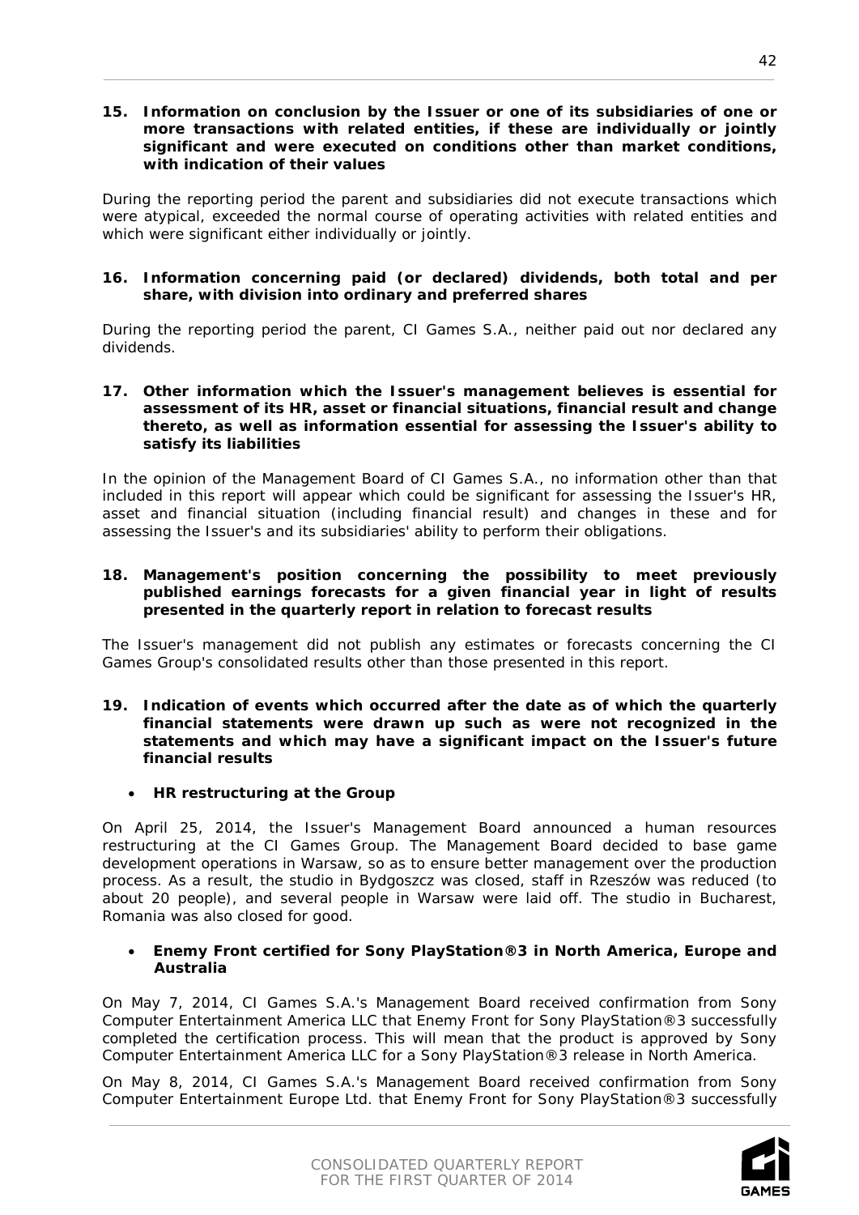## 15. Information on conclusion by the Issuer or one of its subsidiaries of one or more transactions with related entities, if these are individually or jointly significant and were executed on conditions other than market conditions, with indication of their values

During the reporting period the parent and subsidiaries did not execute transactions which were atypical, exceeded the normal course of operating activities with related entities and which were significant either individually or jointly.

## 16. Information concerning paid (or declared) dividends, both total and per share, with division into ordinary and preferred shares

During the reporting period the parent, CI Games S.A., neither paid out nor declared any dividends.

## 17. Other information which the Issuer's management believes is essential for assessment of its HR, asset or financial situations, financial result and change thereto, as well as information essential for assessing the Issuer's ability to satisfy its liabilities

In the opinion of the Management Board of CI Games S.A., no information other than that included in this report will appear which could be significant for assessing the Issuer's HR, asset and financial situation (including financial result) and changes in these and for assessing the Issuer's and its subsidiaries' ability to perform their obligations.

## 18. Management's position concerning the possibility to meet previously published earnings forecasts for a given financial year in light of results presented in the quarterly report in relation to forecast results

The Issuer's management did not publish any estimates or forecasts concerning the CI Games Group's consolidated results other than those presented in this report.

## 19. Indication of events which occurred after the date as of which the quarterly financial statements were drawn up such as were not recognized in the statements and which may have a significant impact on the Issuer's future financial results

- **HR restructuring at the Group**

On April 25, 2014, the Issuer's Management Board announced a human resources restructuring at the CI Games Group. The Management Board decided to base game development operations in Warsaw, so as to ensure better management over the production process. As a result, the studio in Bydgoszcz was closed, staff in Rzeszów was reduced (to about 20 people), and several people in Warsaw were laid off. The studio in Bucharest, Romania was also closed for good.

- **Enemy Front certified for Sony PlayStation®3 in North America, Europe and Australia**

On May 7, 2014, CI Games S.A.'s Management Board received confirmation from Sony Computer Entertainment America LLC that Enemy Front for Sony PlayStation®3 successfully completed the certification process. This will mean that the product is approved by Sony Computer Entertainment America LLC for a Sony PlayStation®3 release in North America.

On May 8, 2014, CI Games S.A.'s Management Board received confirmation from Sony Computer Entertainment Europe Ltd. that Enemy Front for Sony PlayStation®3 successfully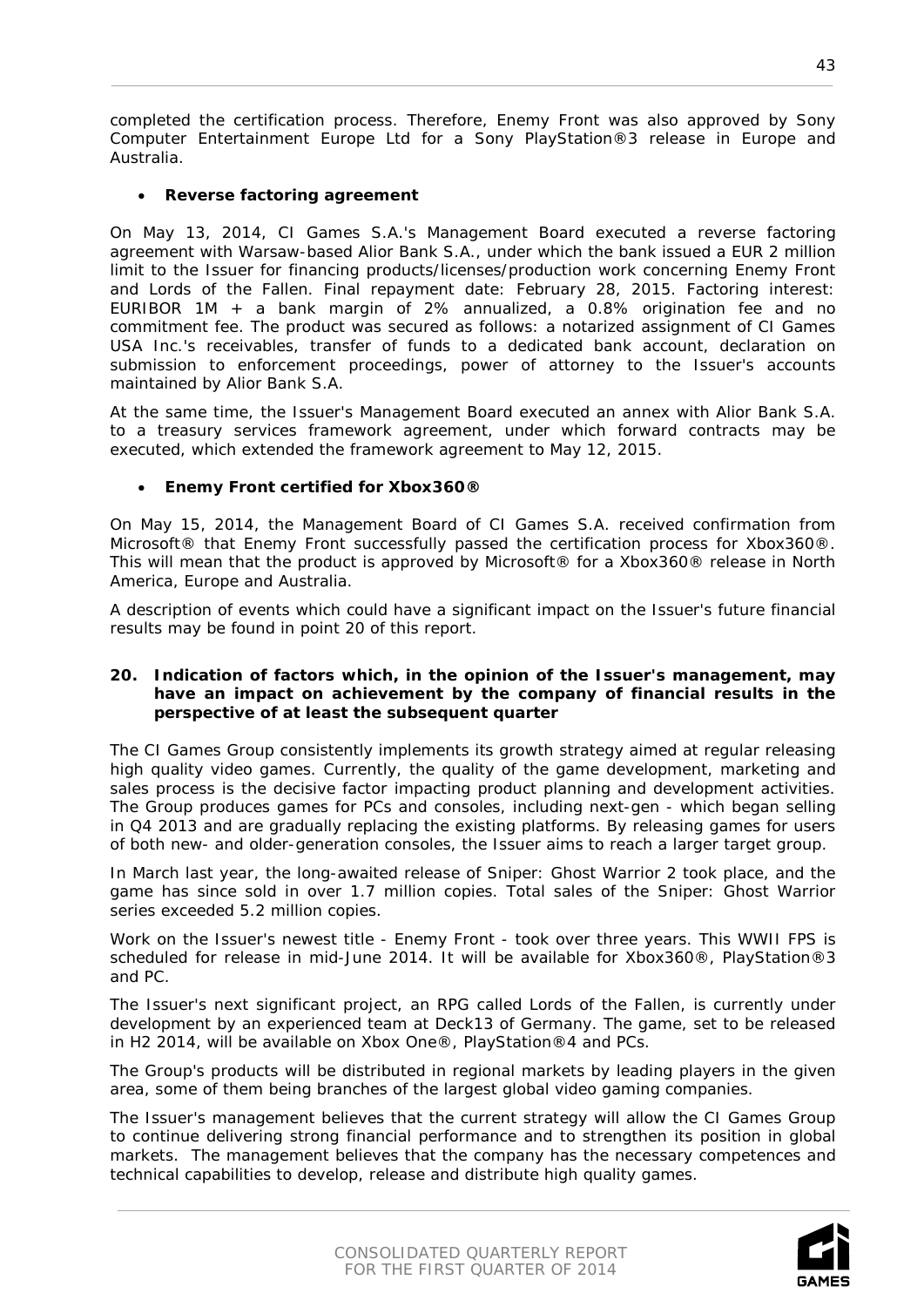completed the certification process. Therefore, Enemy Front was also approved by Sony Computer Entertainment Europe Ltd for a Sony PlayStation®3 release in Europe and Australia.

- **Reverse factoring agreement**

On May 13, 2014, CI Games S.A.'s Management Board executed a reverse factoring agreement with Warsaw-based Alior Bank S.A., under which the bank issued a EUR 2 million limit to the Issuer for financing products/licenses/production work concerning Enemy Front and Lords of the Fallen. Final repayment date: February 28, 2015. Factoring interest: EURIBOR 1M + a bank margin of 2% annualized, a 0.8% origination fee and no commitment fee. The product was secured as follows: a notarized assignment of CI Games USA Inc.'s receivables, transfer of funds to a dedicated bank account, declaration on submission to enforcement proceedings, power of attorney to the Issuer's accounts maintained by Alior Bank S.A.

At the same time, the Issuer's Management Board executed an annex with Alior Bank S.A. to a treasury services framework agreement, under which forward contracts may be executed, which extended the framework agreement to May 12, 2015.

- **Enemy Front certified for Xbox360®**

On May 15, 2014, the Management Board of CI Games S.A. received confirmation from Microsoft® that Enemy Front successfully passed the certification process for Xbox360®. This will mean that the product is approved by Microsoft® for a Xbox360® release in North America, Europe and Australia.

A description of events which could have a significant impact on the Issuer's future financial results may be found in point 20 of this report.

## 20. Indication of factors which, in the opinion of the Issuer's management, may have an impact on achievement by the company of financial results in the perspective of at least the subsequent quarter

The CI Games Group consistently implements its growth strategy aimed at regular releasing high quality video games. Currently, the quality of the game development, marketing and sales process is the decisive factor impacting product planning and development activities. The Group produces games for PCs and consoles, including next-gen - which began selling in Q4 2013 and are gradually replacing the existing platforms. By releasing games for users of both new- and older-generation consoles, the Issuer aims to reach a larger target group.

In March last year, the long-awaited release of Sniper: Ghost Warrior 2 took place, and the game has since sold in over 1.7 million copies. Total sales of the Sniper: Ghost Warrior series exceeded 5.2 million copies.

Work on the Issuer's newest title - Enemy Front - took over three years. This WWII FPS is scheduled for release in mid-June 2014. It will be available for Xbox360®, PlayStation®3 and PC.

The Issuer's next significant project, an RPG called Lords of the Fallen, is currently under development by an experienced team at Deck13 of Germany. The game, set to be released in H2 2014, will be available on Xbox One®, PlayStation®4 and PCs.

The Group's products will be distributed in regional markets by leading players in the given area, some of them being branches of the largest global video gaming companies.

The Issuer's management believes that the current strategy will allow the CI Games Group to continue delivering strong financial performance and to strengthen its position in global markets. The management believes that the company has the necessary competences and technical capabilities to develop, release and distribute high quality games.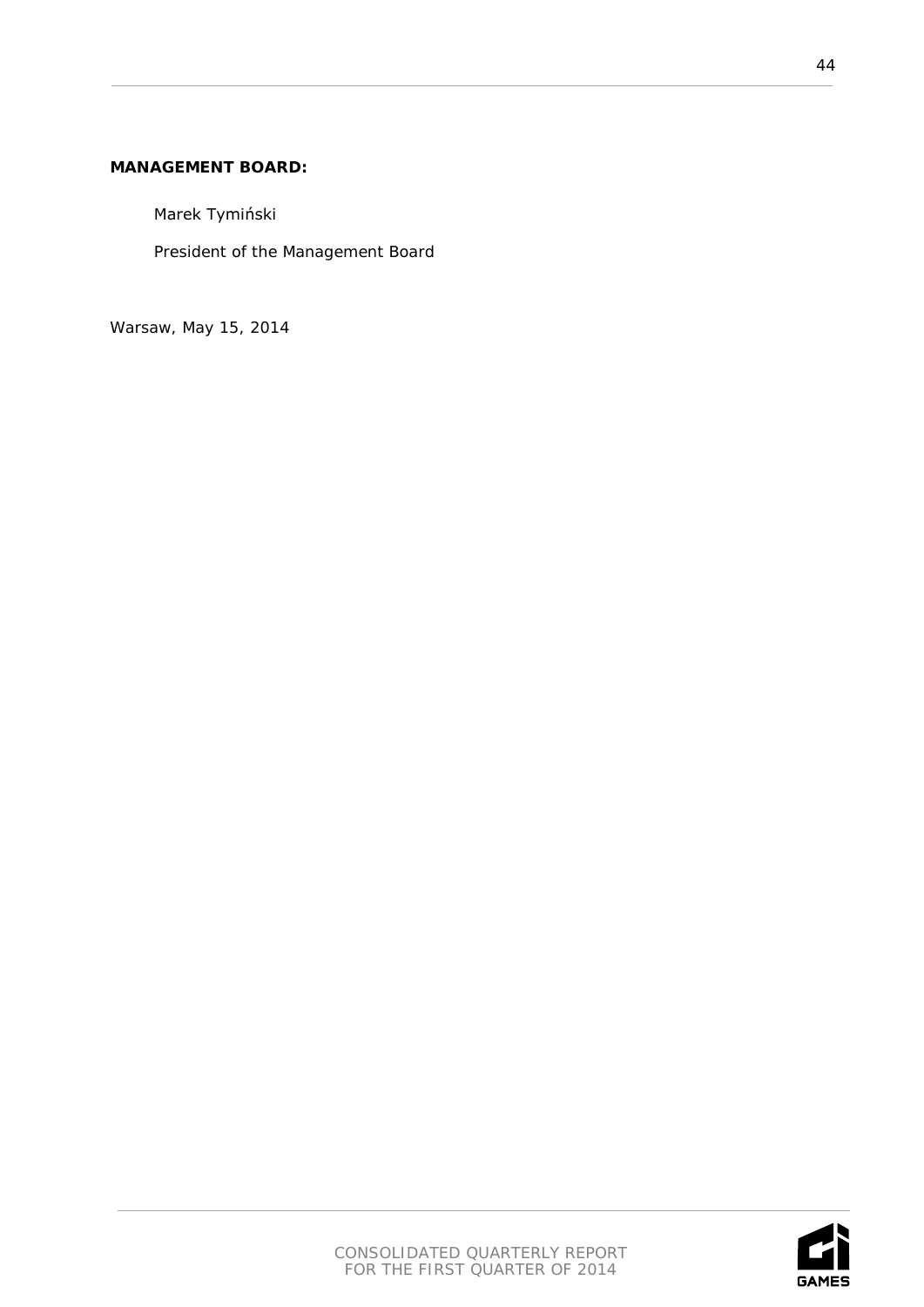**MANAGEMENT BOARD:**

Marek Tymiński

President of the Management Board

Warsaw, May 15, 2014